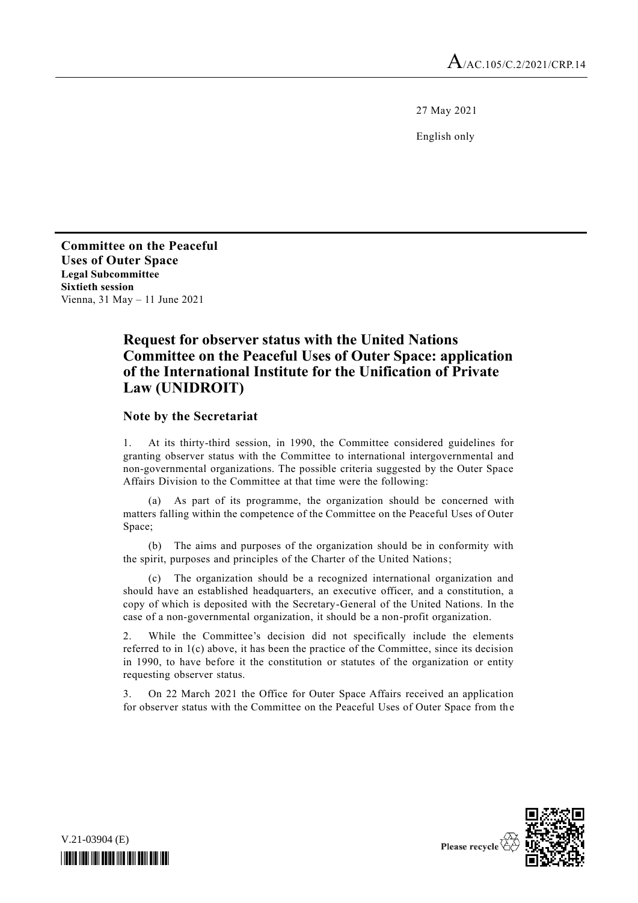A/AC.105/C.2/2021/CRP.14

27 May 2021

English only

**Committee on the Peaceful Uses of Outer Space**
**Legal Subcommittee**
**Sixtieth session**
Vienna, 31 May – 11 June 2021

# Request for observer status with the United Nations Committee on the Peaceful Uses of Outer Space: application of the International Institute for the Unification of Private Law (UNIDROIT)

## Note by the Secretariat

1. At its thirty-third session, in 1990, the Committee considered guidelines for granting observer status with the Committee to international intergovernmental and non-governmental organizations. The possible criteria suggested by the Outer Space Affairs Division to the Committee at that time were the following:

(a) As part of its programme, the organization should be concerned with matters falling within the competence of the Committee on the Peaceful Uses of Outer Space;

(b) The aims and purposes of the organization should be in conformity with the spirit, purposes and principles of the Charter of the United Nations;

(c) The organization should be a recognized international organization and should have an established headquarters, an executive officer, and a constitution, a copy of which is deposited with the Secretary-General of the United Nations. In the case of a non-governmental organization, it should be a non-profit organization.

2. While the Committee's decision did not specifically include the elements referred to in 1(c) above, it has been the practice of the Committee, since its decision in 1990, to have before it the constitution or statutes of the organization or entity requesting observer status.

3. On 22 March 2021 the Office for Outer Space Affairs received an application for observer status with the Committee on the Peaceful Uses of Outer Space from the

V.21-03904 (E)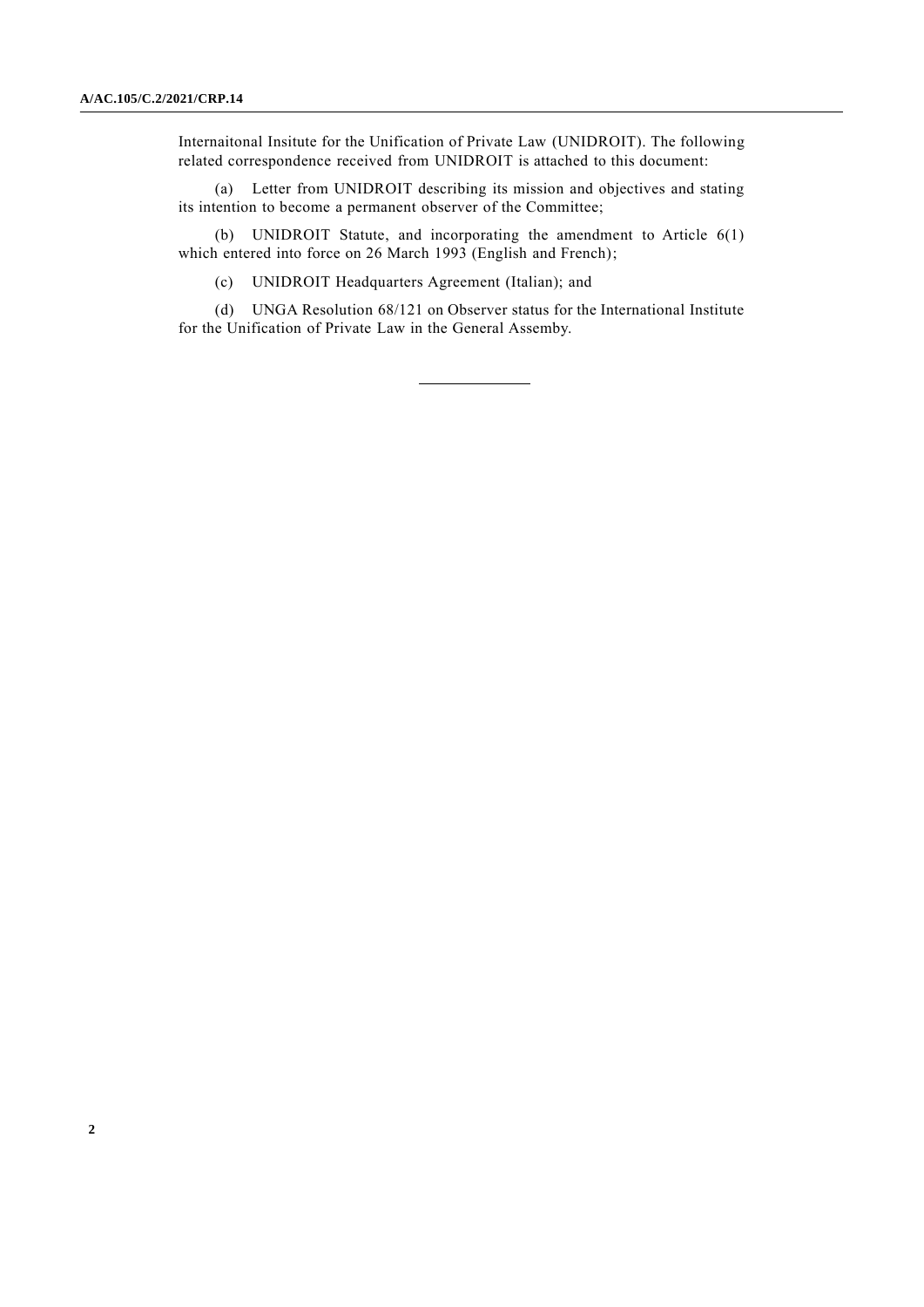Internaitonal Insitute for the Unification of Private Law (UNIDROIT). The following related correspondence received from UNIDROIT is attached to this document:

(a) Letter from UNIDROIT describing its mission and objectives and stating its intention to become a permanent observer of the Committee;

(b) UNIDROIT Statute, and incorporating the amendment to Article 6(1) which entered into force on 26 March 1993 (English and French);

(c) UNIDROIT Headquarters Agreement (Italian); and

(d) UNGA Resolution 68/121 on Observer status for the International Institute for the Unification of Private Law in the General Assemby.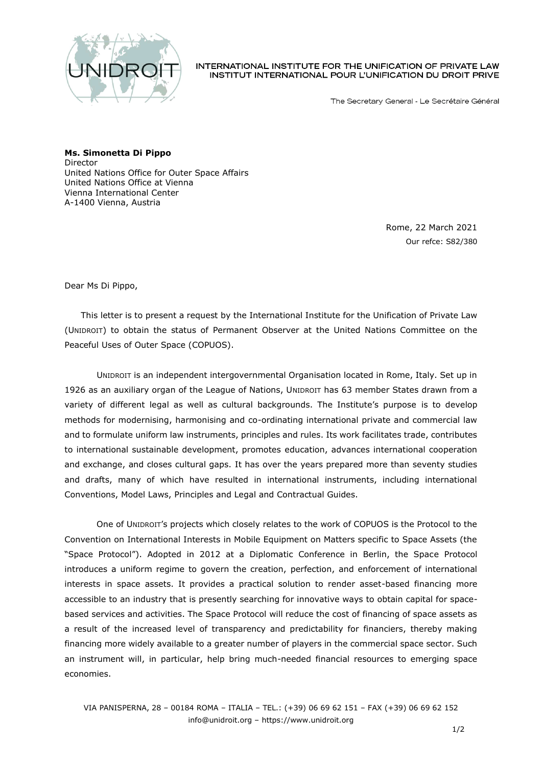INTERNATIONAL INSTITUTE FOR THE UNIFICATION OF PRIVATE LAW
INSTITUT INTERNATIONAL POUR L'UNIFICATION DU DROIT PRIVE

The Secretary General - Le Secrétaire Général

**Ms. Simonetta Di Pippo**
Director
United Nations Office for Outer Space Affairs
United Nations Office at Vienna
Vienna International Center
A-1400 Vienna, Austria

Rome, 22 March 2021
Our refce: S82/380

Dear Ms Di Pippo,

This letter is to present a request by the International Institute for the Unification of Private Law (UNIDROIT) to obtain the status of Permanent Observer at the United Nations Committee on the Peaceful Uses of Outer Space (COPUOS).

UNIDROIT is an independent intergovernmental Organisation located in Rome, Italy. Set up in 1926 as an auxiliary organ of the League of Nations, UNIDROIT has 63 member States drawn from a variety of different legal as well as cultural backgrounds. The Institute's purpose is to develop methods for modernising, harmonising and co-ordinating international private and commercial law and to formulate uniform law instruments, principles and rules. Its work facilitates trade, contributes to international sustainable development, promotes education, advances international cooperation and exchange, and closes cultural gaps. It has over the years prepared more than seventy studies and drafts, many of which have resulted in international instruments, including international Conventions, Model Laws, Principles and Legal and Contractual Guides.

One of UNIDROIT's projects which closely relates to the work of COPUOS is the Protocol to the Convention on International Interests in Mobile Equipment on Matters specific to Space Assets (the "Space Protocol"). Adopted in 2012 at a Diplomatic Conference in Berlin, the Space Protocol introduces a uniform regime to govern the creation, perfection, and enforcement of international interests in space assets. It provides a practical solution to render asset-based financing more accessible to an industry that is presently searching for innovative ways to obtain capital for space-based services and activities. The Space Protocol will reduce the cost of financing of space assets as a result of the increased level of transparency and predictability for financiers, thereby making financing more widely available to a greater number of players in the commercial space sector. Such an instrument will, in particular, help bring much-needed financial resources to emerging space economies.

VIA PANISPERNA, 28 – 00184 ROMA – ITALIA – TEL.: (+39) 06 69 62 151 – FAX (+39) 06 69 62 152
info@unidroit.org – https://www.unidroit.org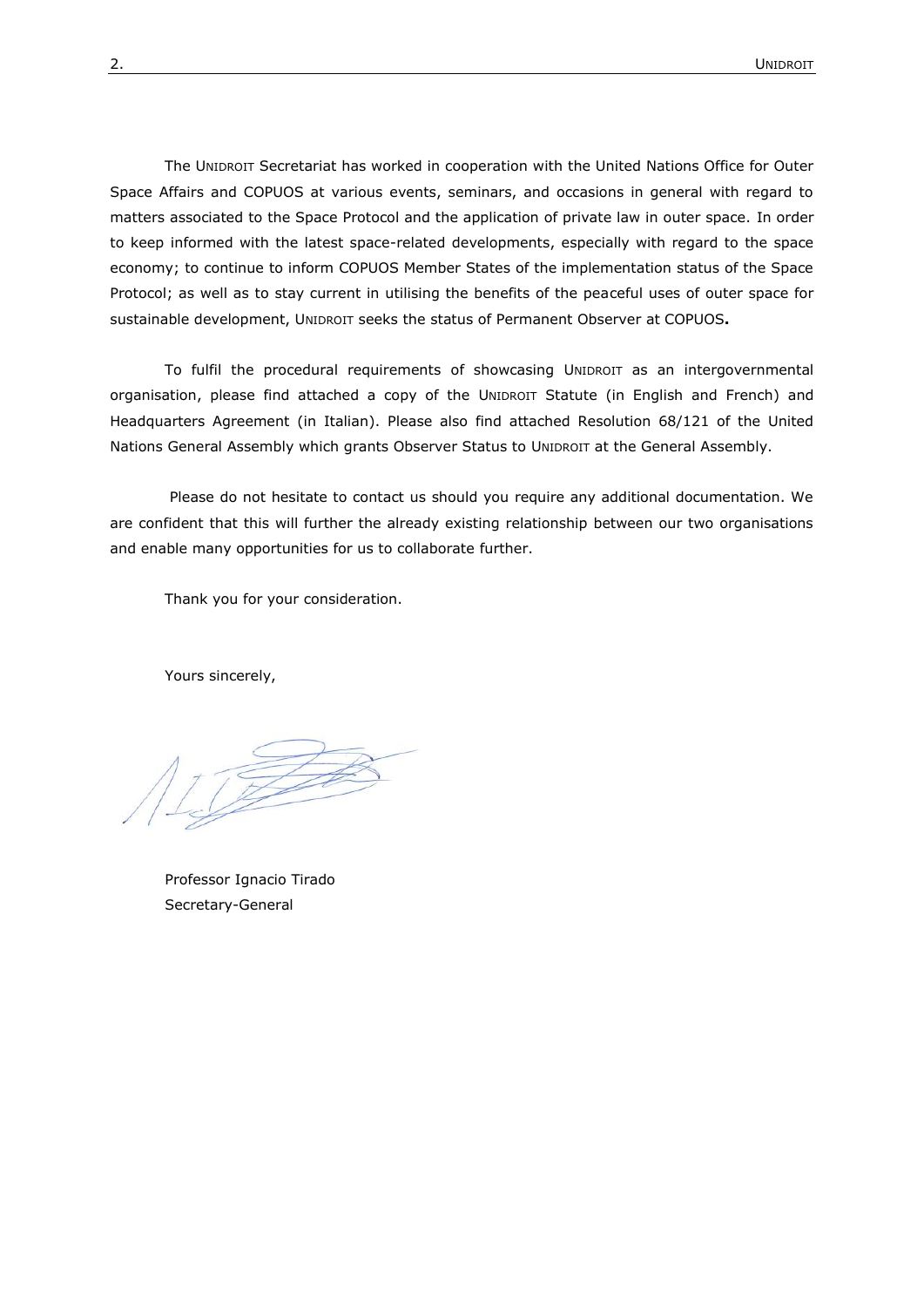The UNIDROIT Secretariat has worked in cooperation with the United Nations Office for Outer Space Affairs and COPUOS at various events, seminars, and occasions in general with regard to matters associated to the Space Protocol and the application of private law in outer space. In order to keep informed with the latest space-related developments, especially with regard to the space economy; to continue to inform COPUOS Member States of the implementation status of the Space Protocol; as well as to stay current in utilising the benefits of the peaceful uses of outer space for sustainable development, UNIDROIT seeks the status of Permanent Observer at COPUOS**.**

To fulfil the procedural requirements of showcasing UNIDROIT as an intergovernmental organisation, please find attached a copy of the UNIDROIT Statute (in English and French) and Headquarters Agreement (in Italian). Please also find attached Resolution 68/121 of the United Nations General Assembly which grants Observer Status to UNIDROIT at the General Assembly.

Please do not hesitate to contact us should you require any additional documentation. We are confident that this will further the already existing relationship between our two organisations and enable many opportunities for us to collaborate further.

Thank you for your consideration.

Yours sincerely,

Professor Ignacio Tirado
Secretary-General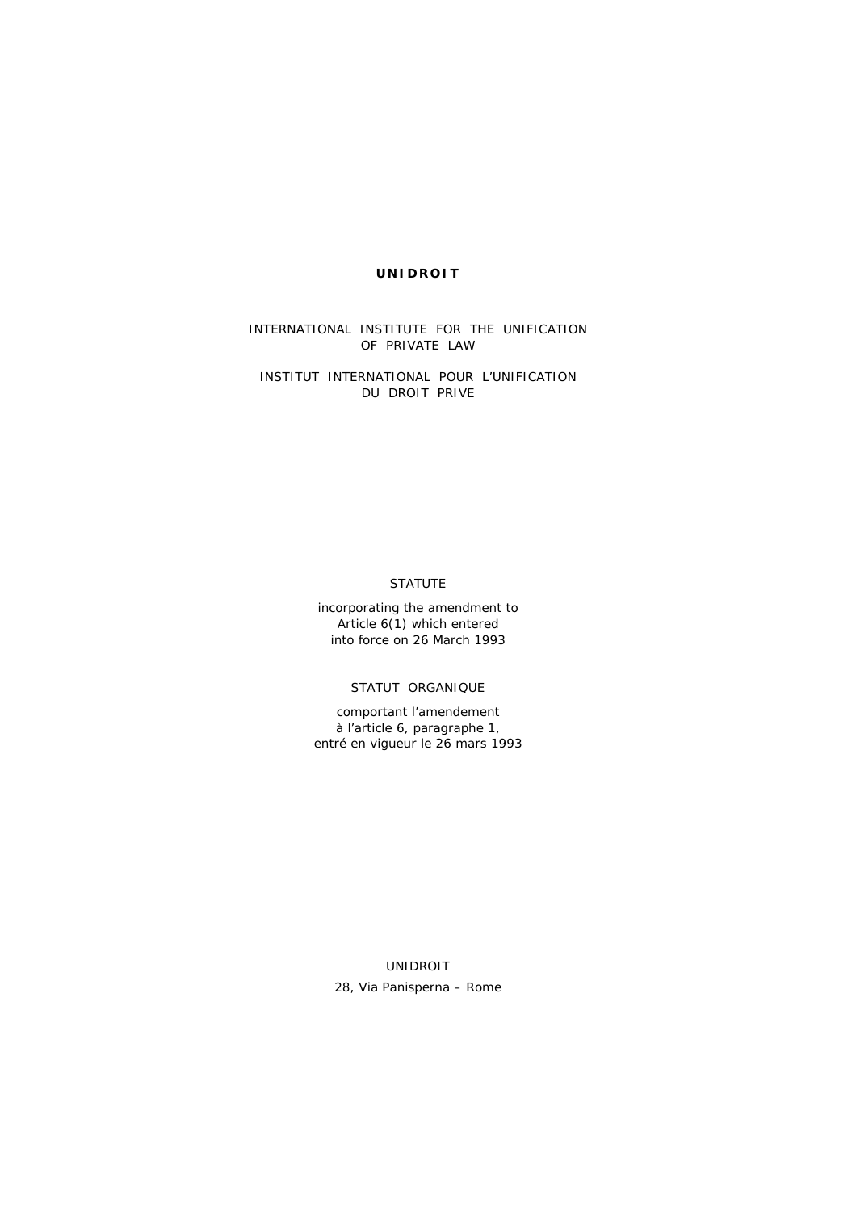**UNIDROIT**

INTERNATIONAL INSTITUTE FOR THE UNIFICATION OF PRIVATE LAW

INSTITUT INTERNATIONAL POUR L'UNIFICATION DU DROIT PRIVE

STATUTE

incorporating the amendment to Article 6(1) which entered into force on 26 March 1993

STATUT ORGANIQUE

comportant l'amendement à l'article 6, paragraphe 1, entré en vigueur le 26 mars 1993

UNIDROIT

28, Via Panisperna – Rome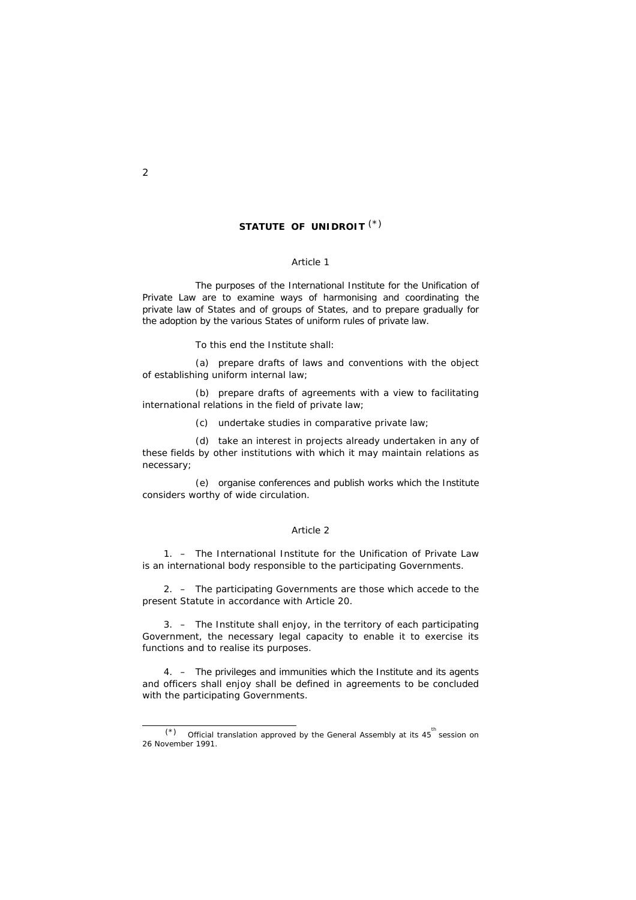# STATUTE OF UNIDROIT [(*)]

## Article 1

The purposes of the International Institute for the Unification of Private Law are to examine ways of harmonising and coordinating the private law of States and of groups of States, and to prepare gradually for the adoption by the various States of uniform rules of private law.

To this end the Institute shall:

(a) prepare drafts of laws and conventions with the object of establishing uniform internal law;

(b) prepare drafts of agreements with a view to facilitating international relations in the field of private law;

(c) undertake studies in comparative private law;

(d) take an interest in projects already undertaken in any of these fields by other institutions with which it may maintain relations as necessary;

(e) organise conferences and publish works which the Institute considers worthy of wide circulation.

## Article 2

1. – The International Institute for the Unification of Private Law is an international body responsible to the participating Governments.

2. – The participating Governments are those which accede to the present Statute in accordance with Article 20.

3. – The Institute shall enjoy, in the territory of each participating Government, the necessary legal capacity to enable it to exercise its functions and to realise its purposes.

4. – The privileges and immunities which the Institute and its agents and officers shall enjoy shall be defined in agreements to be concluded with the participating Governments.

---

(*) Official translation approved by the General Assembly at its 45th session on 26 November 1991.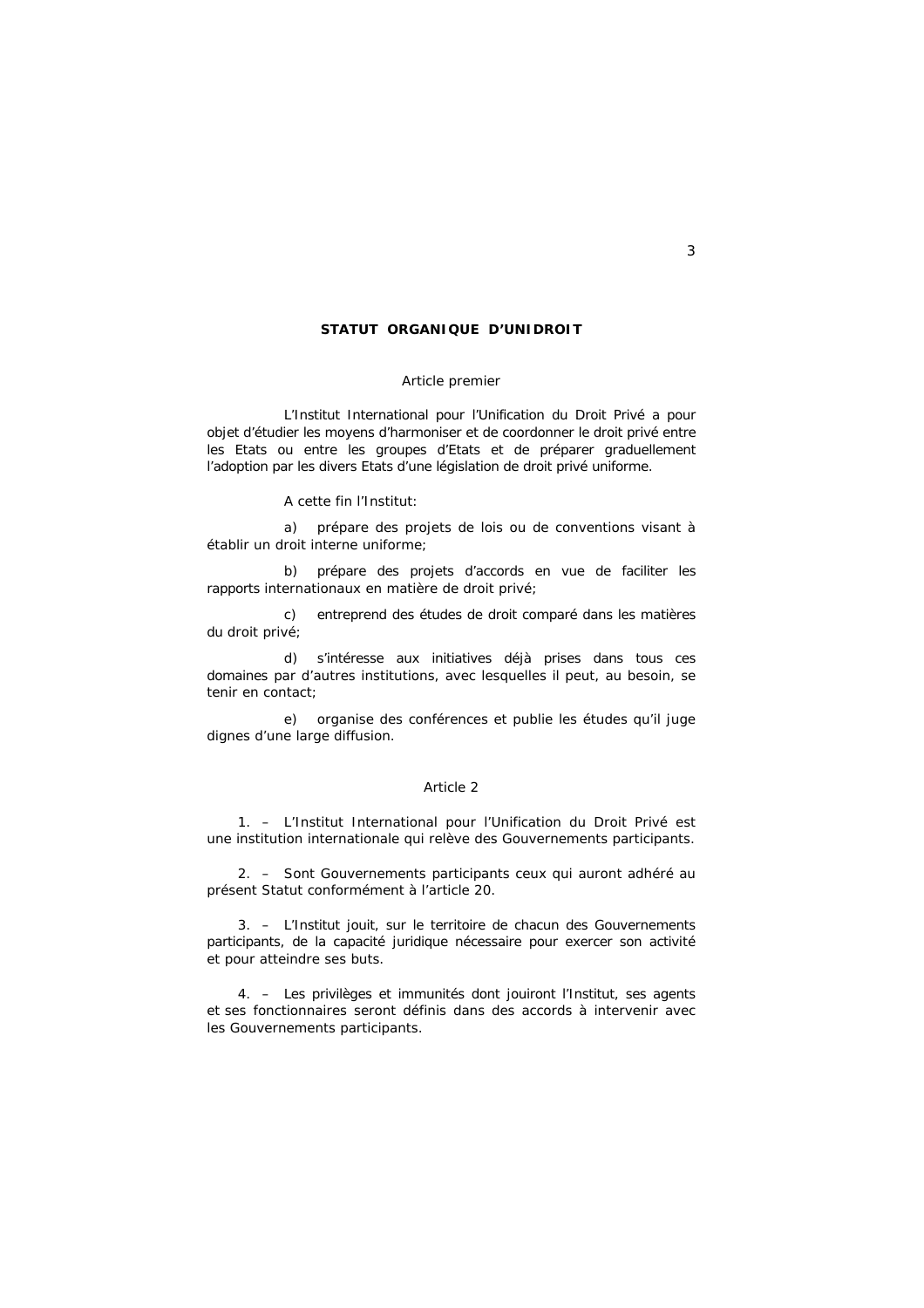# STATUT ORGANIQUE D'UNIDROIT

## Article premier

L'Institut International pour l'Unification du Droit Privé a pour objet d'étudier les moyens d'harmoniser et de coordonner le droit privé entre les Etats ou entre les groupes d'Etats et de préparer graduellement l'adoption par les divers Etats d'une législation de droit privé uniforme.

A cette fin l'Institut:

a) prépare des projets de lois ou de conventions visant à établir un droit interne uniforme;

b) prépare des projets d'accords en vue de faciliter les rapports internationaux en matière de droit privé;

c) entreprend des études de droit comparé dans les matières du droit privé;

d) s'intéresse aux initiatives déjà prises dans tous ces domaines par d'autres institutions, avec lesquelles il peut, au besoin, se tenir en contact;

e) organise des conférences et publie les études qu'il juge dignes d'une large diffusion.

## Article 2

1. – L'Institut International pour l'Unification du Droit Privé est une institution internationale qui relève des Gouvernements participants.

2. – Sont Gouvernements participants ceux qui auront adhéré au présent Statut conformément à l'article 20.

3. – L'Institut jouit, sur le territoire de chacun des Gouvernements participants, de la capacité juridique nécessaire pour exercer son activité et pour atteindre ses buts.

4. – Les privilèges et immunités dont jouiront l'Institut, ses agents et ses fonctionnaires seront définis dans des accords à intervenir avec les Gouvernements participants.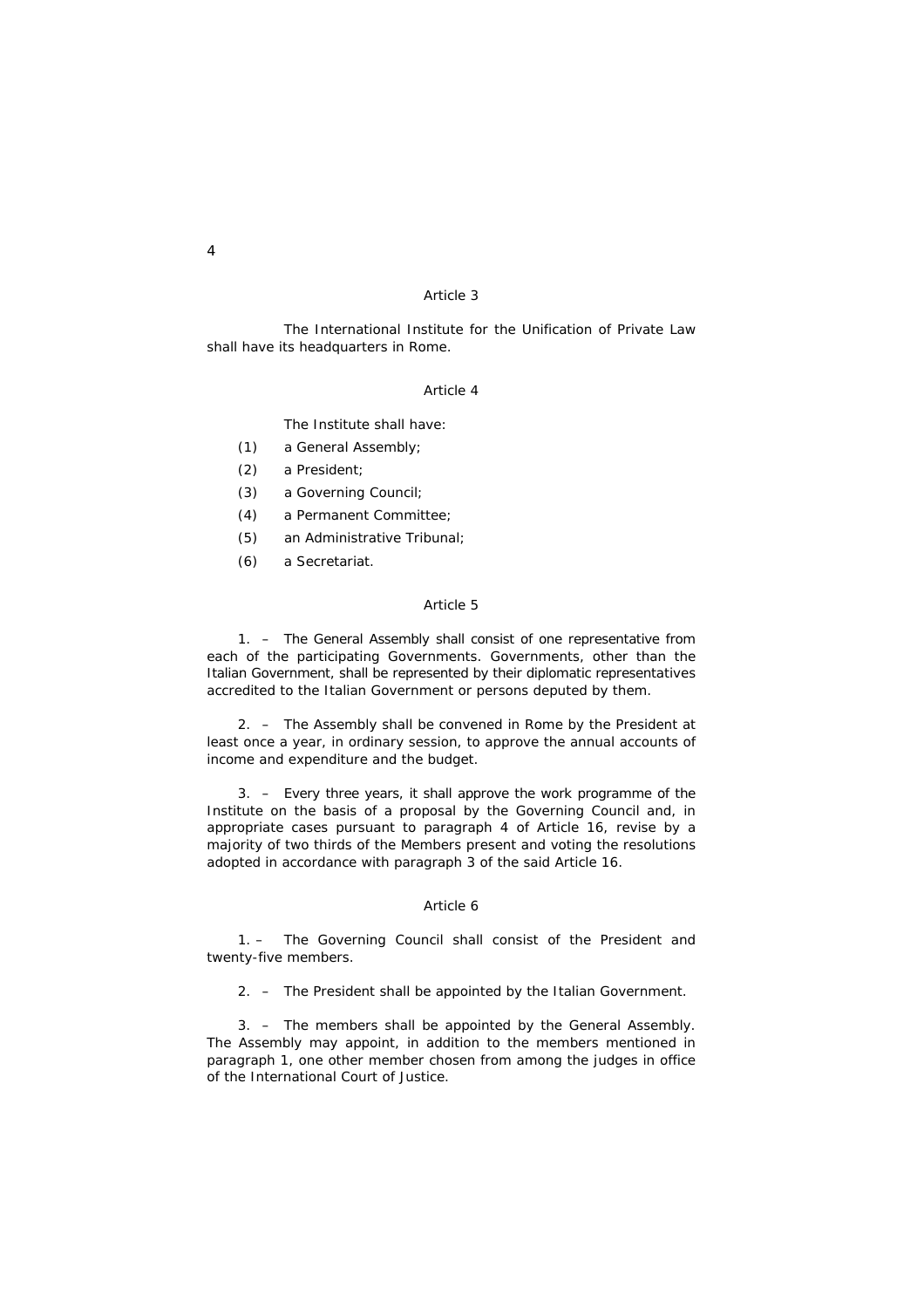## Article 3

The International Institute for the Unification of Private Law shall have its headquarters in Rome.

## Article 4

The Institute shall have:

(1) a General Assembly;

(2) a President;

(3) a Governing Council;

(4) a Permanent Committee;

(5) an Administrative Tribunal;

(6) a Secretariat.

## Article 5

1. – The General Assembly shall consist of one representative from each of the participating Governments. Governments, other than the Italian Government, shall be represented by their diplomatic representatives accredited to the Italian Government or persons deputed by them.

2. – The Assembly shall be convened in Rome by the President at least once a year, in ordinary session, to approve the annual accounts of income and expenditure and the budget.

3. – Every three years, it shall approve the work programme of the Institute on the basis of a proposal by the Governing Council and, in appropriate cases pursuant to paragraph 4 of Article 16, revise by a majority of two thirds of the Members present and voting the resolutions adopted in accordance with paragraph 3 of the said Article 16.

## Article 6

1. – The Governing Council shall consist of the President and twenty-five members.

2. – The President shall be appointed by the Italian Government.

3. – The members shall be appointed by the General Assembly. The Assembly may appoint, in addition to the members mentioned in paragraph 1, one other member chosen from among the judges in office of the International Court of Justice.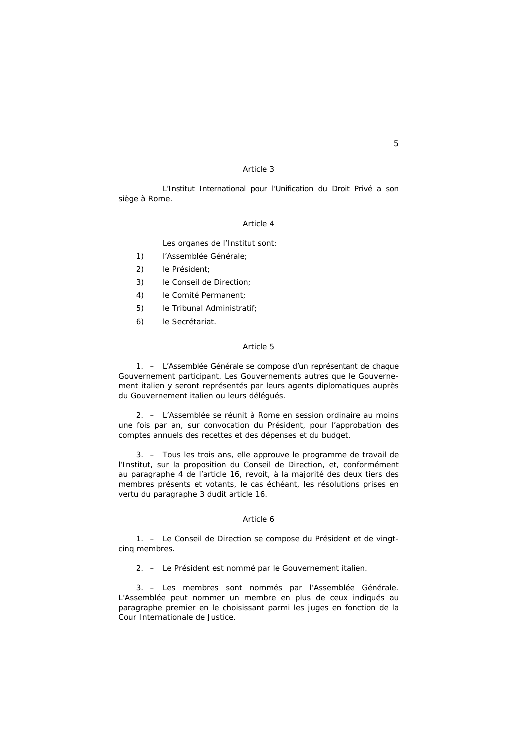### Article 3

L'Institut International pour l'Unification du Droit Privé a son siège à Rome.

### Article 4

Les organes de l'Institut sont:

1) l'Assemblée Générale;
2) le Président;
3) le Conseil de Direction;
4) le Comité Permanent;
5) le Tribunal Administratif;
6) le Secrétariat.

### Article 5

1. – L'Assemblée Générale se compose d'un représentant de chaque Gouvernement participant. Les Gouvernements autres que le Gouvernement italien y seront représentés par leurs agents diplomatiques auprès du Gouvernement italien ou leurs délégués.

2. – L'Assemblée se réunit à Rome en session ordinaire au moins une fois par an, sur convocation du Président, pour l'approbation des comptes annuels des recettes et des dépenses et du budget.

3. – Tous les trois ans, elle approuve le programme de travail de l'Institut, sur la proposition du Conseil de Direction, et, conformément au paragraphe 4 de l'article 16, revoit, à la majorité des deux tiers des membres présents et votants, le cas échéant, les résolutions prises en vertu du paragraphe 3 dudit article 16.

### Article 6

1. – Le Conseil de Direction se compose du Président et de vingt-cinq membres.

2. – Le Président est nommé par le Gouvernement italien.

3. – Les membres sont nommés par l'Assemblée Générale. L'Assemblée peut nommer un membre en plus de ceux indiqués au paragraphe premier en le choisissant parmi les juges en fonction de la Cour Internationale de Justice.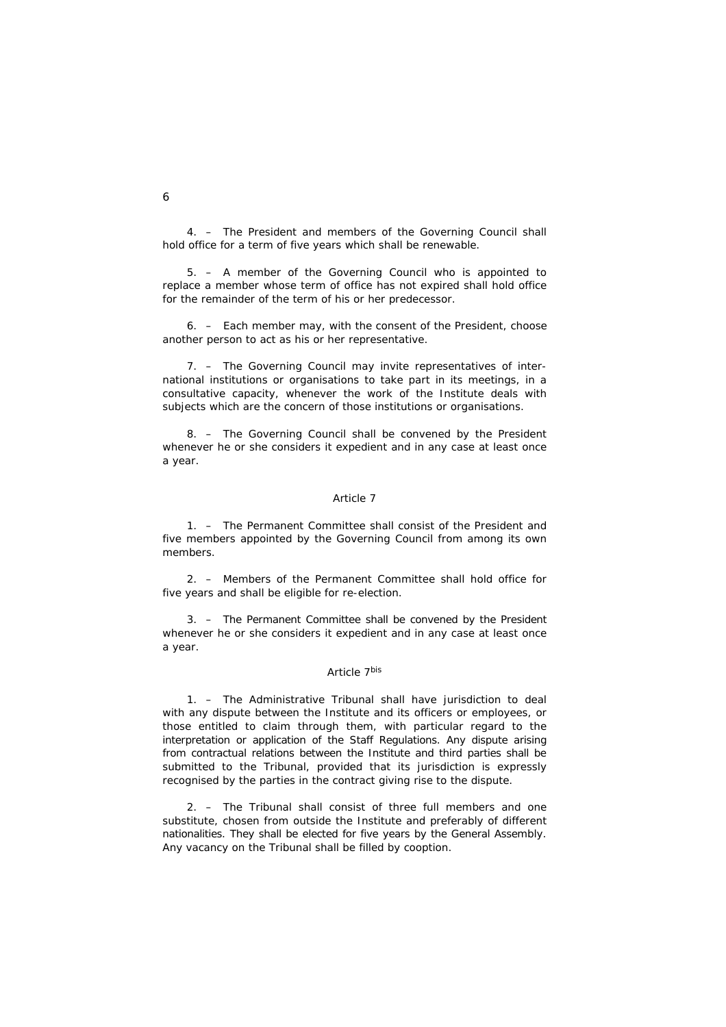4. – The President and members of the Governing Council shall hold office for a term of five years which shall be renewable.

5. – A member of the Governing Council who is appointed to replace a member whose term of office has not expired shall hold office for the remainder of the term of his or her predecessor.

6. – Each member may, with the consent of the President, choose another person to act as his or her representative.

7. – The Governing Council may invite representatives of international institutions or organisations to take part in its meetings, in a consultative capacity, whenever the work of the Institute deals with subjects which are the concern of those institutions or organisations.

8. – The Governing Council shall be convened by the President whenever he or she considers it expedient and in any case at least once a year.

## Article 7

1. – The Permanent Committee shall consist of the President and five members appointed by the Governing Council from among its own members.

2. – Members of the Permanent Committee shall hold office for five years and shall be eligible for re-election.

3. – The Permanent Committee shall be convened by the President whenever he or she considers it expedient and in any case at least once a year.

## Article 7[bis]

1. – The Administrative Tribunal shall have jurisdiction to deal with any dispute between the Institute and its officers or employees, or those entitled to claim through them, with particular regard to the interpretation or application of the Staff Regulations. Any dispute arising from contractual relations between the Institute and third parties shall be submitted to the Tribunal, provided that its jurisdiction is expressly recognised by the parties in the contract giving rise to the dispute.

2. – The Tribunal shall consist of three full members and one substitute, chosen from outside the Institute and preferably of different nationalities. They shall be elected for five years by the General Assembly. Any vacancy on the Tribunal shall be filled by cooption.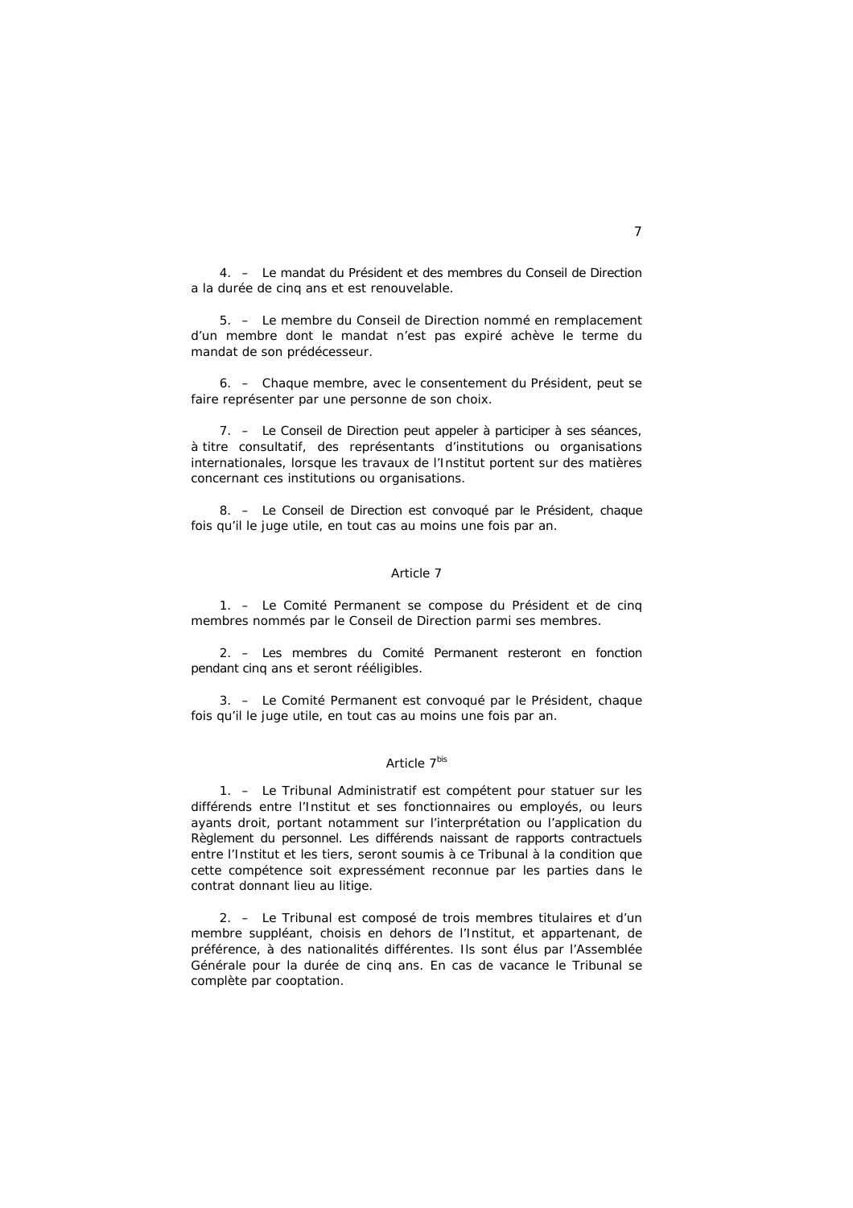4. – Le mandat du Président et des membres du Conseil de Direction a la durée de cinq ans et est renouvelable.

5. – Le membre du Conseil de Direction nommé en remplacement d'un membre dont le mandat n'est pas expiré achève le terme du mandat de son prédécesseur.

6. – Chaque membre, avec le consentement du Président, peut se faire représenter par une personne de son choix.

7. – Le Conseil de Direction peut appeler à participer à ses séances, à titre consultatif, des représentants d'institutions ou organisations internationales, lorsque les travaux de l'Institut portent sur des matières concernant ces institutions ou organisations.

8. – Le Conseil de Direction est convoqué par le Président, chaque fois qu'il le juge utile, en tout cas au moins une fois par an.

## Article 7

1. – Le Comité Permanent se compose du Président et de cinq membres nommés par le Conseil de Direction parmi ses membres.

2. – Les membres du Comité Permanent resteront en fonction pendant cinq ans et seront rééligibles.

3. – Le Comité Permanent est convoqué par le Président, chaque fois qu'il le juge utile, en tout cas au moins une fois par an.

## Article 7bis

1. – Le Tribunal Administratif est compétent pour statuer sur les différends entre l'Institut et ses fonctionnaires ou employés, ou leurs ayants droit, portant notamment sur l'interprétation ou l'application du Règlement du personnel. Les différends naissant de rapports contractuels entre l'Institut et les tiers, seront soumis à ce Tribunal à la condition que cette compétence soit expressément reconnue par les parties dans le contrat donnant lieu au litige.

2. – Le Tribunal est composé de trois membres titulaires et d'un membre suppléant, choisis en dehors de l'Institut, et appartenant, de préférence, à des nationalités différentes. Ils sont élus par l'Assemblée Générale pour la durée de cinq ans. En cas de vacance le Tribunal se complète par cooptation.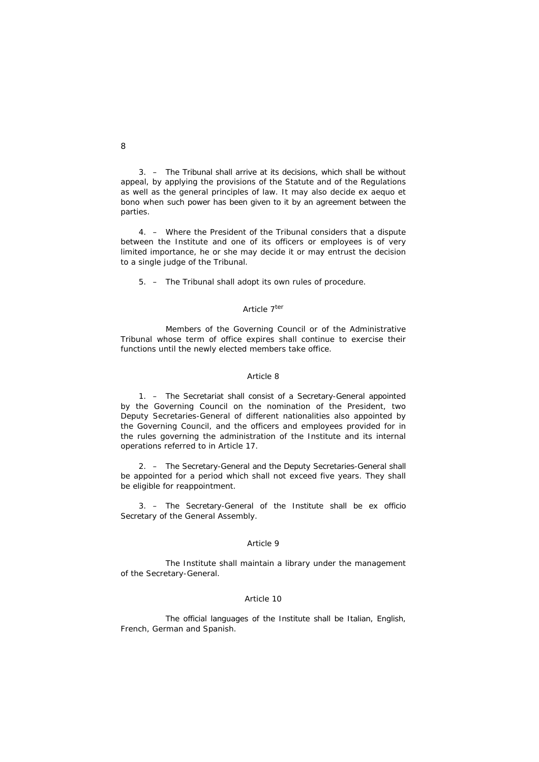3. – The Tribunal shall arrive at its decisions, which shall be without appeal, by applying the provisions of the Statute and of the Regulations as well as the general principles of law. It may also decide ex aequo et bono when such power has been given to it by an agreement between the parties.

4. – Where the President of the Tribunal considers that a dispute between the Institute and one of its officers or employees is of very limited importance, he or she may decide it or may entrust the decision to a single judge of the Tribunal.

5. – The Tribunal shall adopt its own rules of procedure.

### Article 7ter

Members of the Governing Council or of the Administrative Tribunal whose term of office expires shall continue to exercise their functions until the newly elected members take office.

### Article 8

1. – The Secretariat shall consist of a Secretary-General appointed by the Governing Council on the nomination of the President, two Deputy Secretaries-General of different nationalities also appointed by the Governing Council, and the officers and employees provided for in the rules governing the administration of the Institute and its internal operations referred to in Article 17.

2. – The Secretary-General and the Deputy Secretaries-General shall be appointed for a period which shall not exceed five years. They shall be eligible for reappointment.

3. – The Secretary-General of the Institute shall be ex officio Secretary of the General Assembly.

### Article 9

The Institute shall maintain a library under the management of the Secretary-General.

### Article 10

The official languages of the Institute shall be Italian, English, French, German and Spanish.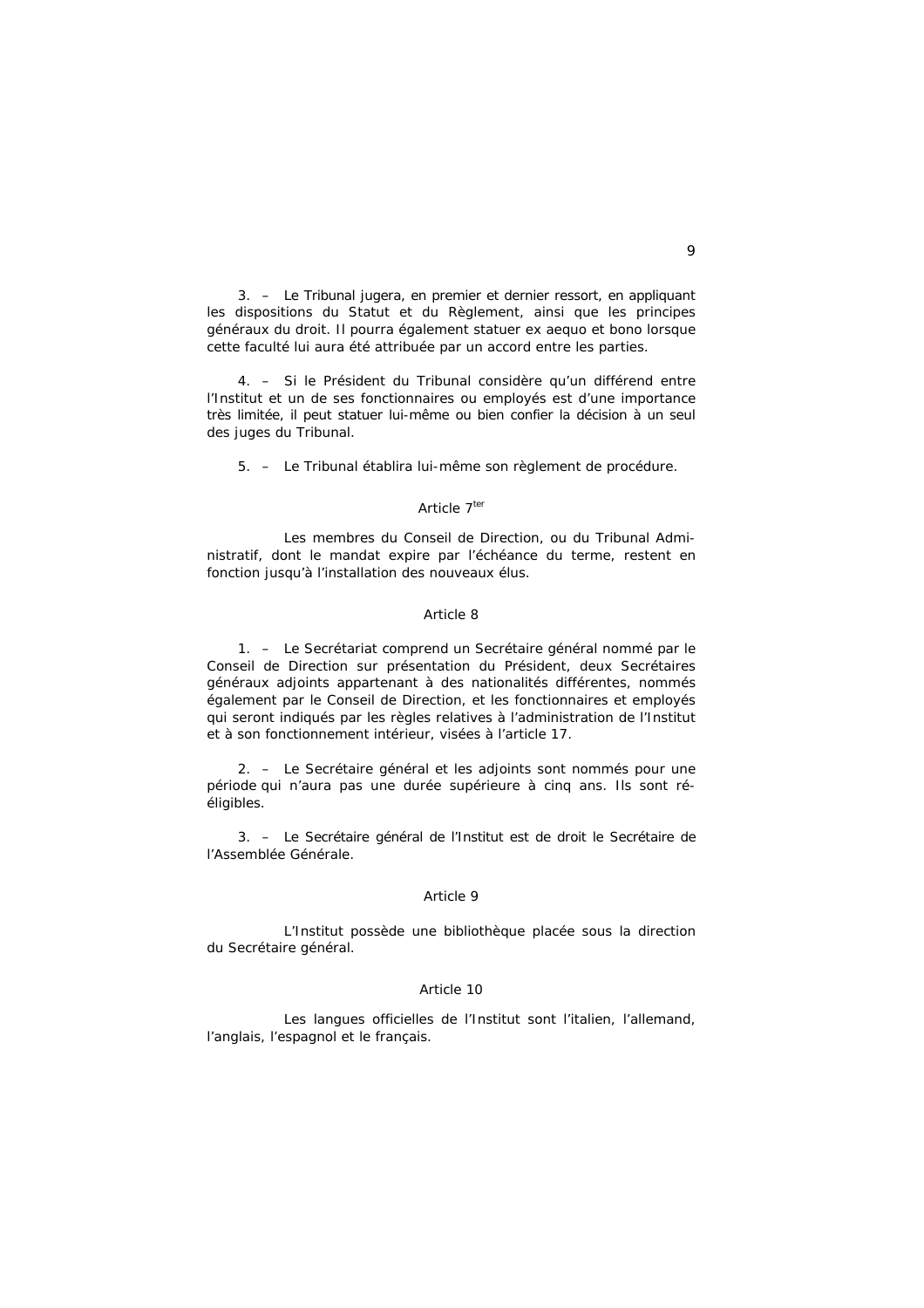3. – Le Tribunal jugera, en premier et dernier ressort, en appliquant les dispositions du Statut et du Règlement, ainsi que les principes généraux du droit. Il pourra également statuer ex aequo et bono lorsque cette faculté lui aura été attribuée par un accord entre les parties.

4. – Si le Président du Tribunal considère qu'un différend entre l'Institut et un de ses fonctionnaires ou employés est d'une importance très limitée, il peut statuer lui-même ou bien confier la décision à un seul des juges du Tribunal.

5. – Le Tribunal établira lui-même son règlement de procédure.

### Article 7[ter]

Les membres du Conseil de Direction, ou du Tribunal Administratif, dont le mandat expire par l'échéance du terme, restent en fonction jusqu'à l'installation des nouveaux élus.

### Article 8

1. – Le Secrétariat comprend un Secrétaire général nommé par le Conseil de Direction sur présentation du Président, deux Secrétaires généraux adjoints appartenant à des nationalités différentes, nommés également par le Conseil de Direction, et les fonctionnaires et employés qui seront indiqués par les règles relatives à l'administration de l'Institut et à son fonctionnement intérieur, visées à l'article 17.

2. – Le Secrétaire général et les adjoints sont nommés pour une période qui n'aura pas une durée supérieure à cinq ans. Ils sont rééligibles.

3. – Le Secrétaire général de l'Institut est de droit le Secrétaire de l'Assemblée Générale.

### Article 9

L'Institut possède une bibliothèque placée sous la direction du Secrétaire général.

### Article 10

Les langues officielles de l'Institut sont l'italien, l'allemand, l'anglais, l'espagnol et le français.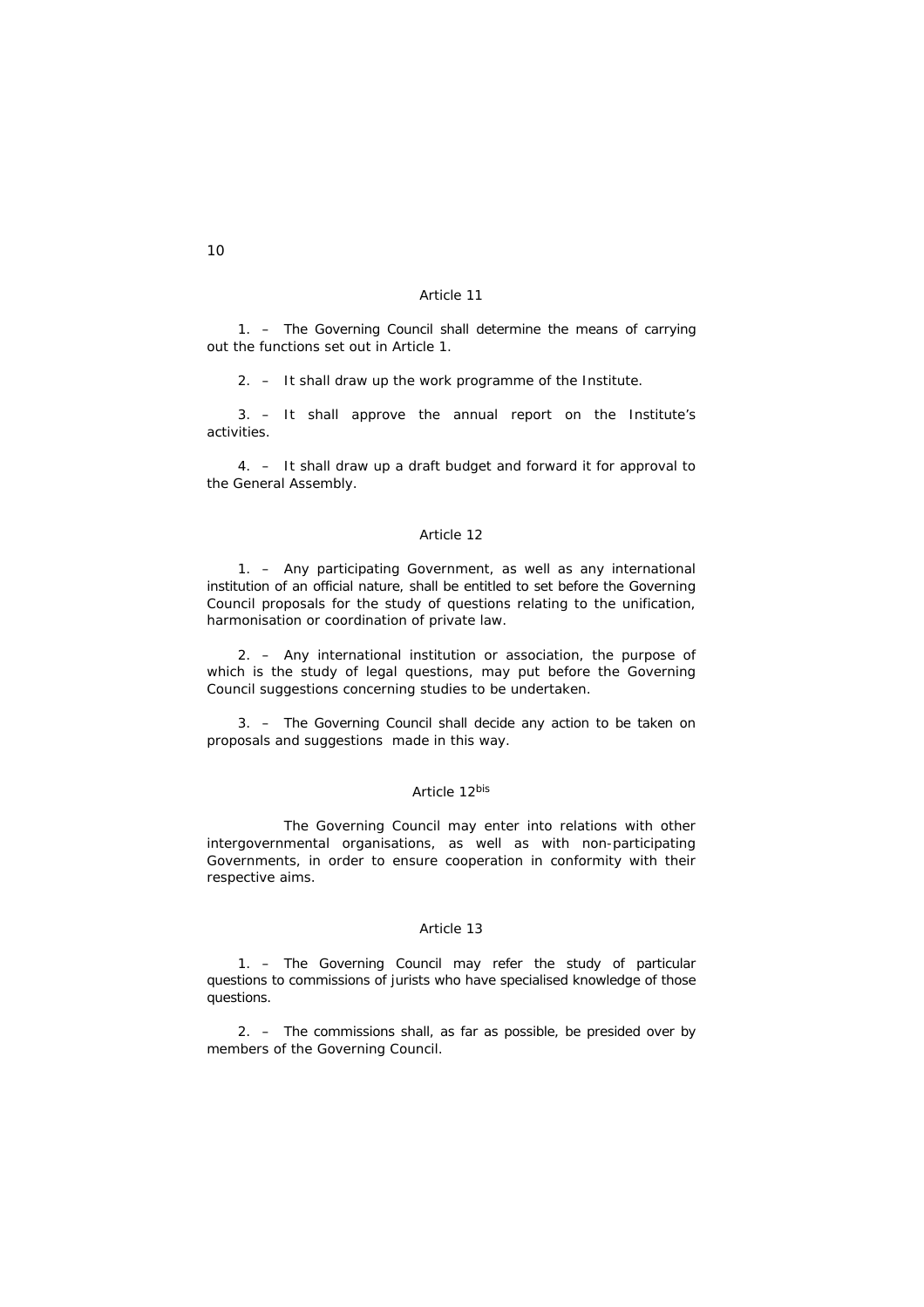### Article 11

1. – The Governing Council shall determine the means of carrying out the functions set out in Article 1.

2. – It shall draw up the work programme of the Institute.

3. – It shall approve the annual report on the Institute's activities.

4. – It shall draw up a draft budget and forward it for approval to the General Assembly.

### Article 12

1. – Any participating Government, as well as any international institution of an official nature, shall be entitled to set before the Governing Council proposals for the study of questions relating to the unification, harmonisation or coordination of private law.

2. – Any international institution or association, the purpose of which is the study of legal questions, may put before the Governing Council suggestions concerning studies to be undertaken.

3. – The Governing Council shall decide any action to be taken on proposals and suggestions made in this way.

### Article 12bis

The Governing Council may enter into relations with other intergovernmental organisations, as well as with non-participating Governments, in order to ensure cooperation in conformity with their respective aims.

### Article 13

1. – The Governing Council may refer the study of particular questions to commissions of jurists who have specialised knowledge of those questions.

2. – The commissions shall, as far as possible, be presided over by members of the Governing Council.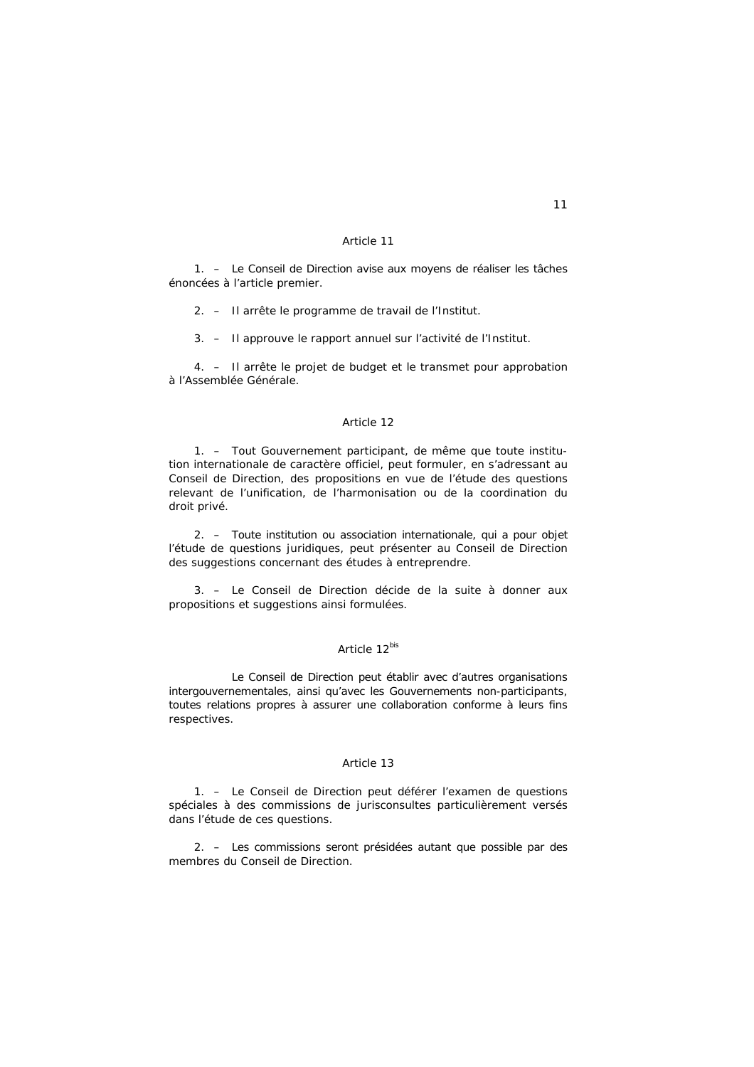### Article 11

1. – Le Conseil de Direction avise aux moyens de réaliser les tâches énoncées à l'article premier.

2. – Il arrête le programme de travail de l'Institut.

3. – Il approuve le rapport annuel sur l'activité de l'Institut.

4. – Il arrête le projet de budget et le transmet pour approbation à l'Assemblée Générale.

### Article 12

1. – Tout Gouvernement participant, de même que toute institution internationale de caractère officiel, peut formuler, en s'adressant au Conseil de Direction, des propositions en vue de l'étude des questions relevant de l'unification, de l'harmonisation ou de la coordination du droit privé.

2. – Toute institution ou association internationale, qui a pour objet l'étude de questions juridiques, peut présenter au Conseil de Direction des suggestions concernant des études à entreprendre.

3. – Le Conseil de Direction décide de la suite à donner aux propositions et suggestions ainsi formulées.

### Article 12bis

Le Conseil de Direction peut établir avec d'autres organisations intergouvernementales, ainsi qu'avec les Gouvernements non-participants, toutes relations propres à assurer une collaboration conforme à leurs fins respectives.

### Article 13

1. – Le Conseil de Direction peut déférer l'examen de questions spéciales à des commissions de jurisconsultes particulièrement versés dans l'étude de ces questions.

2. – Les commissions seront présidées autant que possible par des membres du Conseil de Direction.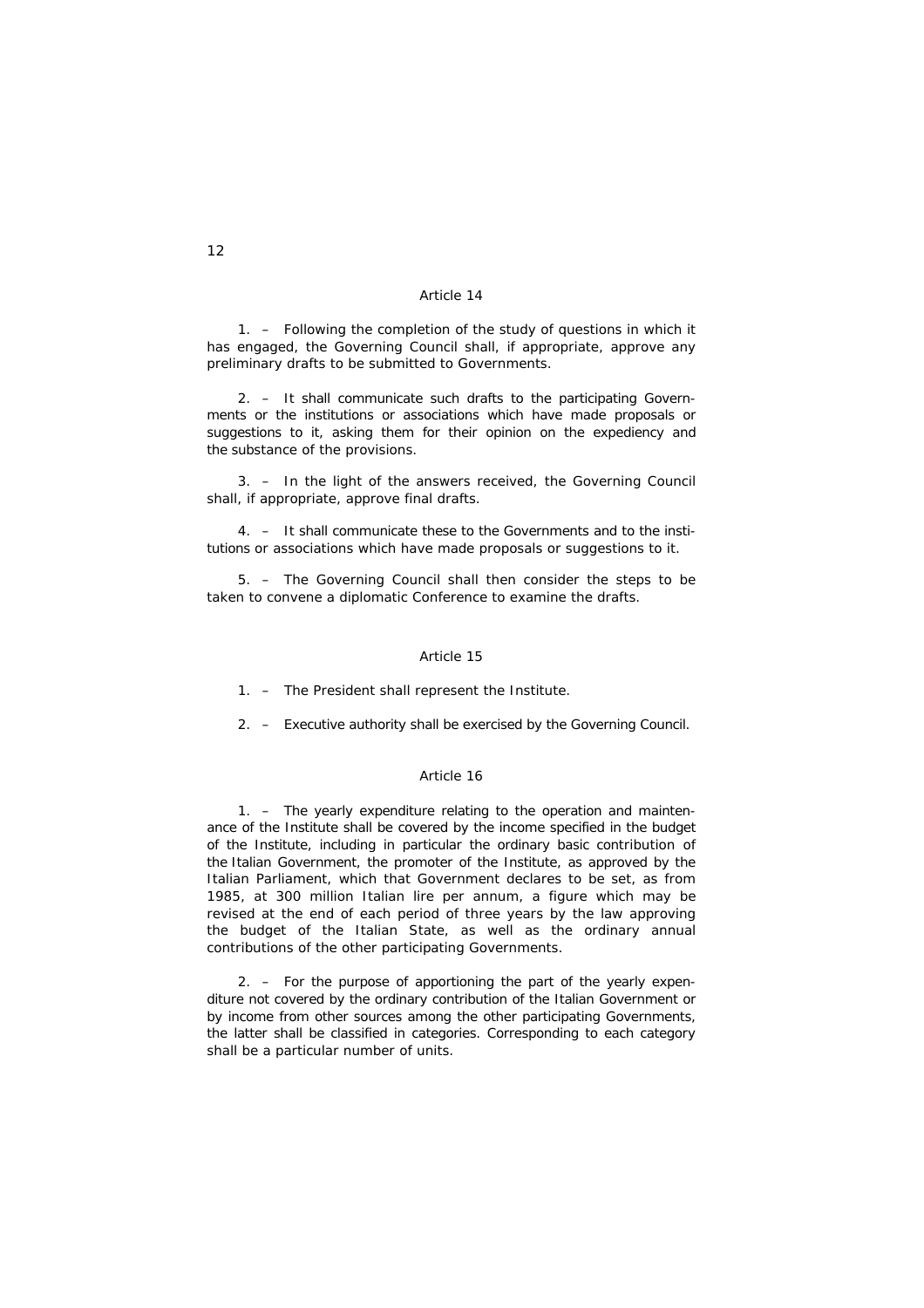### Article 14

1. – Following the completion of the study of questions in which it has engaged, the Governing Council shall, if appropriate, approve any preliminary drafts to be submitted to Governments.

2. – It shall communicate such drafts to the participating Governments or the institutions or associations which have made proposals or suggestions to it, asking them for their opinion on the expediency and the substance of the provisions.

3. – In the light of the answers received, the Governing Council shall, if appropriate, approve final drafts.

4. – It shall communicate these to the Governments and to the institutions or associations which have made proposals or suggestions to it.

5. – The Governing Council shall then consider the steps to be taken to convene a diplomatic Conference to examine the drafts.

### Article 15

1. – The President shall represent the Institute.

2. – Executive authority shall be exercised by the Governing Council.

### Article 16

1. – The yearly expenditure relating to the operation and maintenance of the Institute shall be covered by the income specified in the budget of the Institute, including in particular the ordinary basic contribution of the Italian Government, the promoter of the Institute, as approved by the Italian Parliament, which that Government declares to be set, as from 1985, at 300 million Italian lire per annum, a figure which may be revised at the end of each period of three years by the law approving the budget of the Italian State, as well as the ordinary annual contributions of the other participating Governments.

2. – For the purpose of apportioning the part of the yearly expenditure not covered by the ordinary contribution of the Italian Government or by income from other sources among the other participating Governments, the latter shall be classified in categories. Corresponding to each category shall be a particular number of units.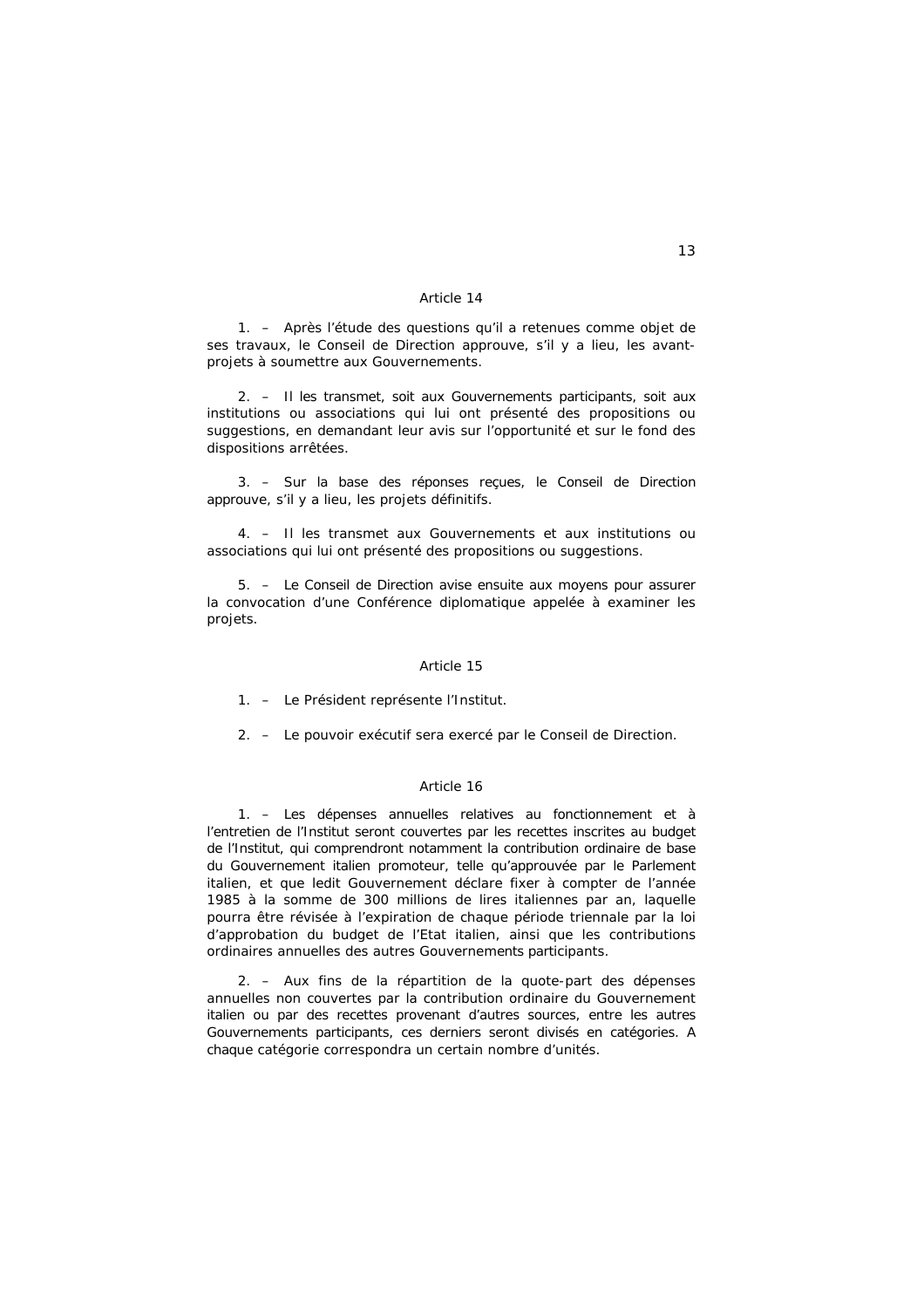### Article 14

1. – Après l'étude des questions qu'il a retenues comme objet de ses travaux, le Conseil de Direction approuve, s'il y a lieu, les avant-projets à soumettre aux Gouvernements.

2. – Il les transmet, soit aux Gouvernements participants, soit aux institutions ou associations qui lui ont présenté des propositions ou suggestions, en demandant leur avis sur l'opportunité et sur le fond des dispositions arrêtées.

3. – Sur la base des réponses reçues, le Conseil de Direction approuve, s'il y a lieu, les projets définitifs.

4. – Il les transmet aux Gouvernements et aux institutions ou associations qui lui ont présenté des propositions ou suggestions.

5. – Le Conseil de Direction avise ensuite aux moyens pour assurer la convocation d'une Conférence diplomatique appelée à examiner les projets.

### Article 15

1. – Le Président représente l'Institut.

2. – Le pouvoir exécutif sera exercé par le Conseil de Direction.

### Article 16

1. – Les dépenses annuelles relatives au fonctionnement et à l'entretien de l'Institut seront couvertes par les recettes inscrites au budget de l'Institut, qui comprendront notamment la contribution ordinaire de base du Gouvernement italien promoteur, telle qu'approuvée par le Parlement italien, et que ledit Gouvernement déclare fixer à compter de l'année 1985 à la somme de 300 millions de lires italiennes par an, laquelle pourra être révisée à l'expiration de chaque période triennale par la loi d'approbation du budget de l'Etat italien, ainsi que les contributions ordinaires annuelles des autres Gouvernements participants.

2. – Aux fins de la répartition de la quote-part des dépenses annuelles non couvertes par la contribution ordinaire du Gouvernement italien ou par des recettes provenant d'autres sources, entre les autres Gouvernements participants, ces derniers seront divisés en catégories. A chaque catégorie correspondra un certain nombre d'unités.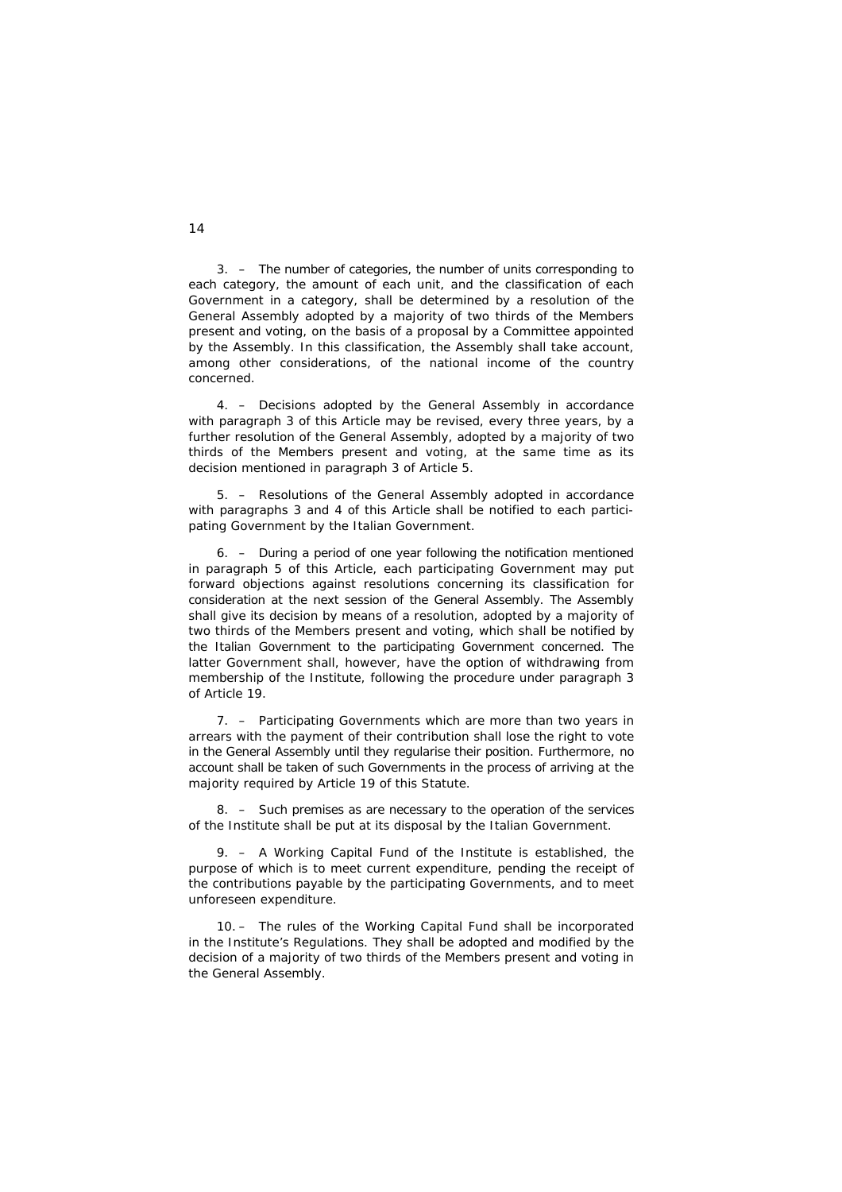3. – The number of categories, the number of units corresponding to each category, the amount of each unit, and the classification of each Government in a category, shall be determined by a resolution of the General Assembly adopted by a majority of two thirds of the Members present and voting, on the basis of a proposal by a Committee appointed by the Assembly. In this classification, the Assembly shall take account, among other considerations, of the national income of the country concerned.

4. – Decisions adopted by the General Assembly in accordance with paragraph 3 of this Article may be revised, every three years, by a further resolution of the General Assembly, adopted by a majority of two thirds of the Members present and voting, at the same time as its decision mentioned in paragraph 3 of Article 5.

5. – Resolutions of the General Assembly adopted in accordance with paragraphs 3 and 4 of this Article shall be notified to each participating Government by the Italian Government.

6. – During a period of one year following the notification mentioned in paragraph 5 of this Article, each participating Government may put forward objections against resolutions concerning its classification for consideration at the next session of the General Assembly. The Assembly shall give its decision by means of a resolution, adopted by a majority of two thirds of the Members present and voting, which shall be notified by the Italian Government to the participating Government concerned. The latter Government shall, however, have the option of withdrawing from membership of the Institute, following the procedure under paragraph 3 of Article 19.

7. – Participating Governments which are more than two years in arrears with the payment of their contribution shall lose the right to vote in the General Assembly until they regularise their position. Furthermore, no account shall be taken of such Governments in the process of arriving at the majority required by Article 19 of this Statute.

8. – Such premises as are necessary to the operation of the services of the Institute shall be put at its disposal by the Italian Government.

9. – A Working Capital Fund of the Institute is established, the purpose of which is to meet current expenditure, pending the receipt of the contributions payable by the participating Governments, and to meet unforeseen expenditure.

10. – The rules of the Working Capital Fund shall be incorporated in the Institute's Regulations. They shall be adopted and modified by the decision of a majority of two thirds of the Members present and voting in the General Assembly.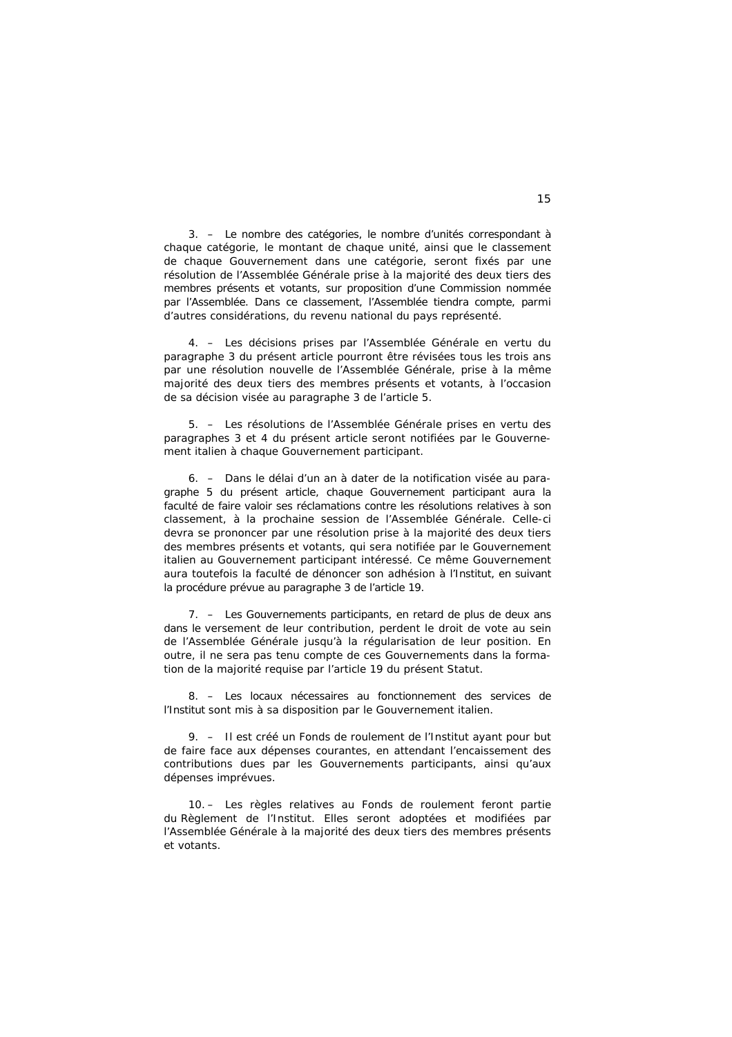3. – Le nombre des catégories, le nombre d'unités correspondant à chaque catégorie, le montant de chaque unité, ainsi que le classement de chaque Gouvernement dans une catégorie, seront fixés par une résolution de l'Assemblée Générale prise à la majorité des deux tiers des membres présents et votants, sur proposition d'une Commission nommée par l'Assemblée. Dans ce classement, l'Assemblée tiendra compte, parmi d'autres considérations, du revenu national du pays représenté.

4. – Les décisions prises par l'Assemblée Générale en vertu du paragraphe 3 du présent article pourront être révisées tous les trois ans par une résolution nouvelle de l'Assemblée Générale, prise à la même majorité des deux tiers des membres présents et votants, à l'occasion de sa décision visée au paragraphe 3 de l'article 5.

5. – Les résolutions de l'Assemblée Générale prises en vertu des paragraphes 3 et 4 du présent article seront notifiées par le Gouvernement italien à chaque Gouvernement participant.

6. – Dans le délai d'un an à dater de la notification visée au paragraphe 5 du présent article, chaque Gouvernement participant aura la faculté de faire valoir ses réclamations contre les résolutions relatives à son classement, à la prochaine session de l'Assemblée Générale. Celle-ci devra se prononcer par une résolution prise à la majorité des deux tiers des membres présents et votants, qui sera notifiée par le Gouvernement italien au Gouvernement participant intéressé. Ce même Gouvernement aura toutefois la faculté de dénoncer son adhésion à l'Institut, en suivant la procédure prévue au paragraphe 3 de l'article 19.

7. – Les Gouvernements participants, en retard de plus de deux ans dans le versement de leur contribution, perdent le droit de vote au sein de l'Assemblée Générale jusqu'à la régularisation de leur position. En outre, il ne sera pas tenu compte de ces Gouvernements dans la formation de la majorité requise par l'article 19 du présent Statut.

8. – Les locaux nécessaires au fonctionnement des services de l'Institut sont mis à sa disposition par le Gouvernement italien.

9. – Il est créé un Fonds de roulement de l'Institut ayant pour but de faire face aux dépenses courantes, en attendant l'encaissement des contributions dues par les Gouvernements participants, ainsi qu'aux dépenses imprévues.

10. – Les règles relatives au Fonds de roulement feront partie du Règlement de l'Institut. Elles seront adoptées et modifiées par l'Assemblée Générale à la majorité des deux tiers des membres présents et votants.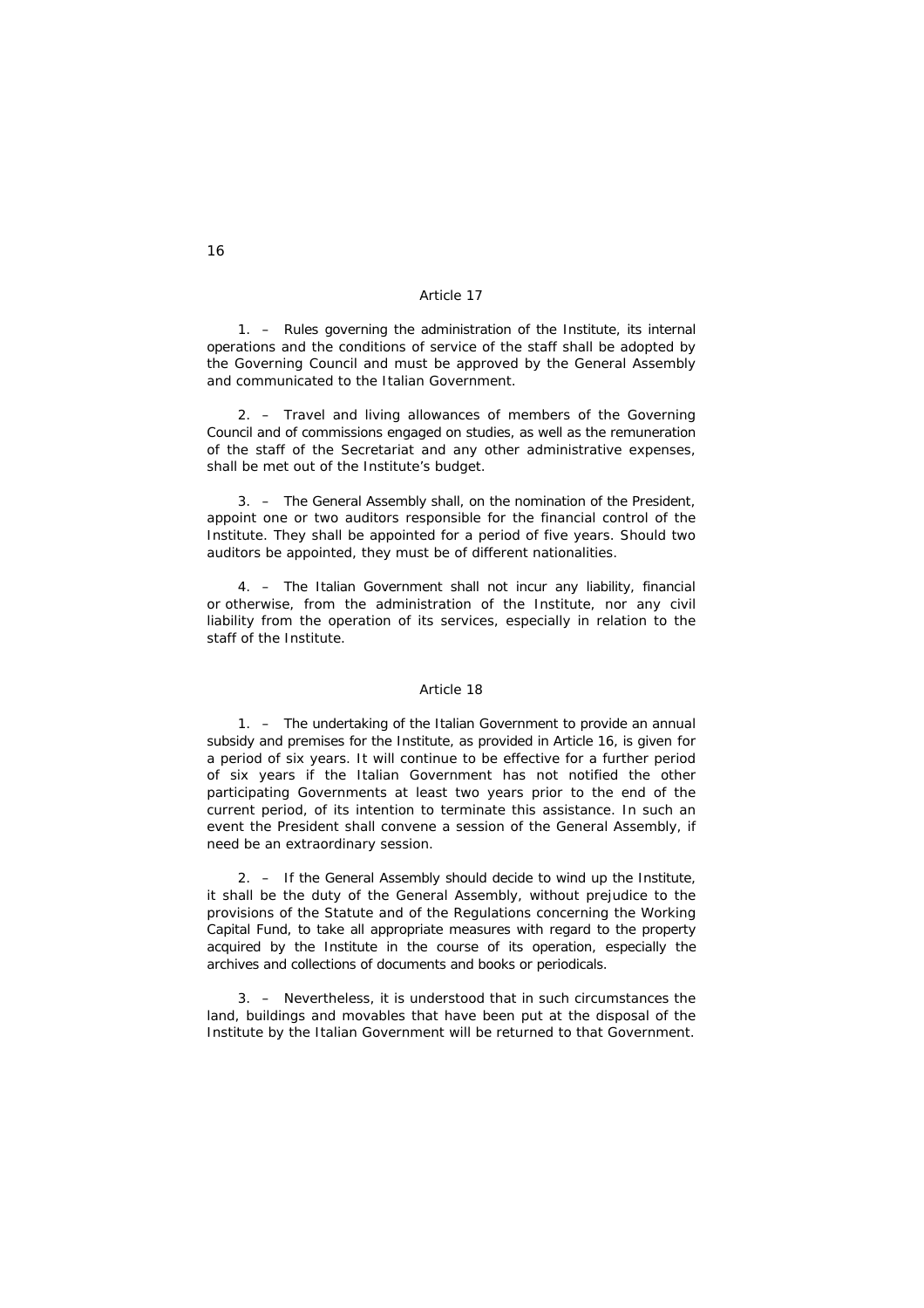## Article 17

1. – Rules governing the administration of the Institute, its internal operations and the conditions of service of the staff shall be adopted by the Governing Council and must be approved by the General Assembly and communicated to the Italian Government.

2. – Travel and living allowances of members of the Governing Council and of commissions engaged on studies, as well as the remuneration of the staff of the Secretariat and any other administrative expenses, shall be met out of the Institute's budget.

3. – The General Assembly shall, on the nomination of the President, appoint one or two auditors responsible for the financial control of the Institute. They shall be appointed for a period of five years. Should two auditors be appointed, they must be of different nationalities.

4. – The Italian Government shall not incur any liability, financial or otherwise, from the administration of the Institute, nor any civil liability from the operation of its services, especially in relation to the staff of the Institute.

## Article 18

1. – The undertaking of the Italian Government to provide an annual subsidy and premises for the Institute, as provided in Article 16, is given for a period of six years. It will continue to be effective for a further period of six years if the Italian Government has not notified the other participating Governments at least two years prior to the end of the current period, of its intention to terminate this assistance. In such an event the President shall convene a session of the General Assembly, if need be an extraordinary session.

2. – If the General Assembly should decide to wind up the Institute, it shall be the duty of the General Assembly, without prejudice to the provisions of the Statute and of the Regulations concerning the Working Capital Fund, to take all appropriate measures with regard to the property acquired by the Institute in the course of its operation, especially the archives and collections of documents and books or periodicals.

3. – Nevertheless, it is understood that in such circumstances the land, buildings and movables that have been put at the disposal of the Institute by the Italian Government will be returned to that Government.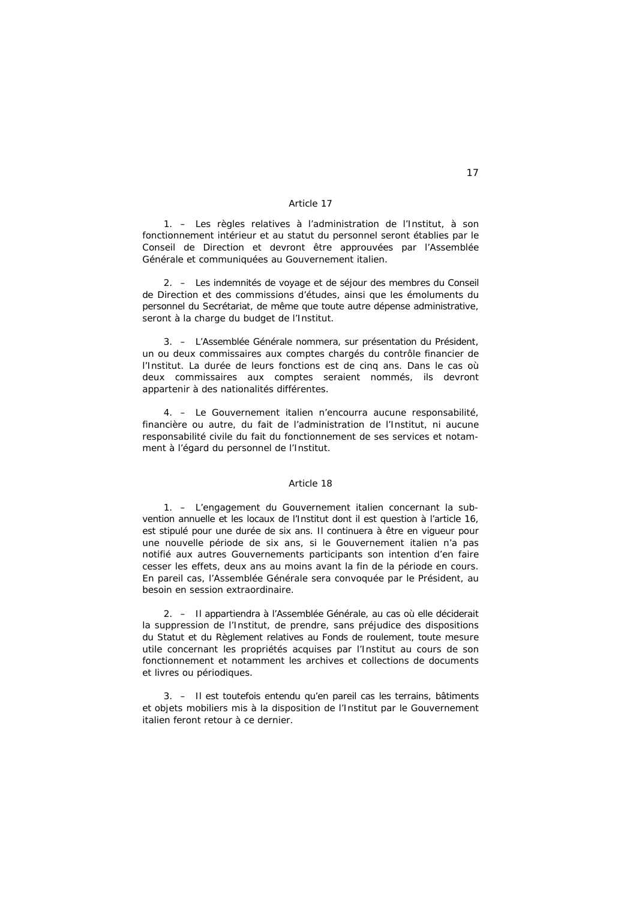## Article 17

1. – Les règles relatives à l'administration de l'Institut, à son fonctionnement intérieur et au statut du personnel seront établies par le Conseil de Direction et devront être approuvées par l'Assemblée Générale et communiquées au Gouvernement italien.

2. – Les indemnités de voyage et de séjour des membres du Conseil de Direction et des commissions d'études, ainsi que les émoluments du personnel du Secrétariat, de même que toute autre dépense administrative, seront à la charge du budget de l'Institut.

3. – L'Assemblée Générale nommera, sur présentation du Président, un ou deux commissaires aux comptes chargés du contrôle financier de l'Institut. La durée de leurs fonctions est de cinq ans. Dans le cas où deux commissaires aux comptes seraient nommés, ils devront appartenir à des nationalités différentes.

4. – Le Gouvernement italien n'encourra aucune responsabilité, financière ou autre, du fait de l'administration de l'Institut, ni aucune responsabilité civile du fait du fonctionnement de ses services et notamment à l'égard du personnel de l'Institut.

## Article 18

1. – L'engagement du Gouvernement italien concernant la subvention annuelle et les locaux de l'Institut dont il est question à l'article 16, est stipulé pour une durée de six ans. Il continuera à être en vigueur pour une nouvelle période de six ans, si le Gouvernement italien n'a pas notifié aux autres Gouvernements participants son intention d'en faire cesser les effets, deux ans au moins avant la fin de la période en cours. En pareil cas, l'Assemblée Générale sera convoquée par le Président, au besoin en session extraordinaire.

2. – Il appartiendra à l'Assemblée Générale, au cas où elle déciderait la suppression de l'Institut, de prendre, sans préjudice des dispositions du Statut et du Règlement relatives au Fonds de roulement, toute mesure utile concernant les propriétés acquises par l'Institut au cours de son fonctionnement et notamment les archives et collections de documents et livres ou périodiques.

3. – Il est toutefois entendu qu'en pareil cas les terrains, bâtiments et objets mobiliers mis à la disposition de l'Institut par le Gouvernement italien feront retour à ce dernier.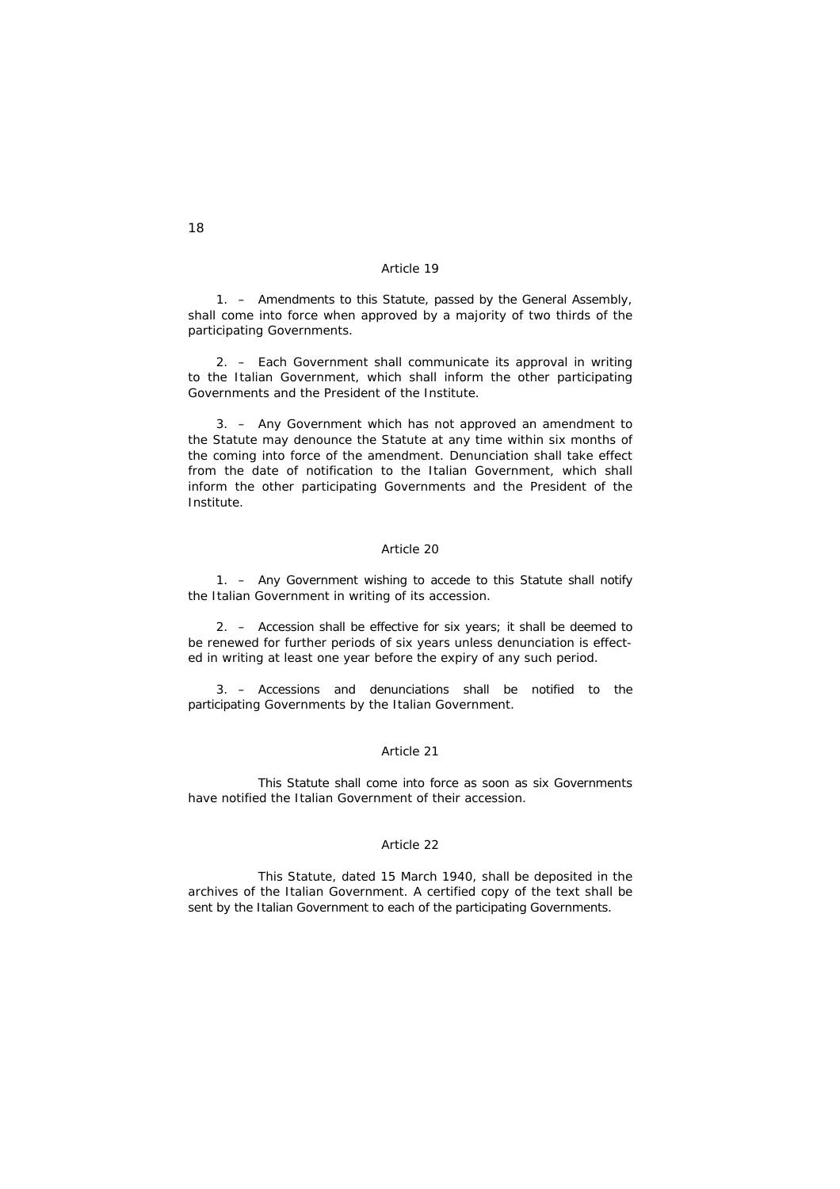## Article 19

1. – Amendments to this Statute, passed by the General Assembly, shall come into force when approved by a majority of two thirds of the participating Governments.

2. – Each Government shall communicate its approval in writing to the Italian Government, which shall inform the other participating Governments and the President of the Institute.

3. – Any Government which has not approved an amendment to the Statute may denounce the Statute at any time within six months of the coming into force of the amendment. Denunciation shall take effect from the date of notification to the Italian Government, which shall inform the other participating Governments and the President of the Institute.

## Article 20

1. – Any Government wishing to accede to this Statute shall notify the Italian Government in writing of its accession.

2. – Accession shall be effective for six years; it shall be deemed to be renewed for further periods of six years unless denunciation is effected in writing at least one year before the expiry of any such period.

3. – Accessions and denunciations shall be notified to the participating Governments by the Italian Government.

## Article 21

This Statute shall come into force as soon as six Governments have notified the Italian Government of their accession.

## Article 22

This Statute, dated 15 March 1940, shall be deposited in the archives of the Italian Government. A certified copy of the text shall be sent by the Italian Government to each of the participating Governments.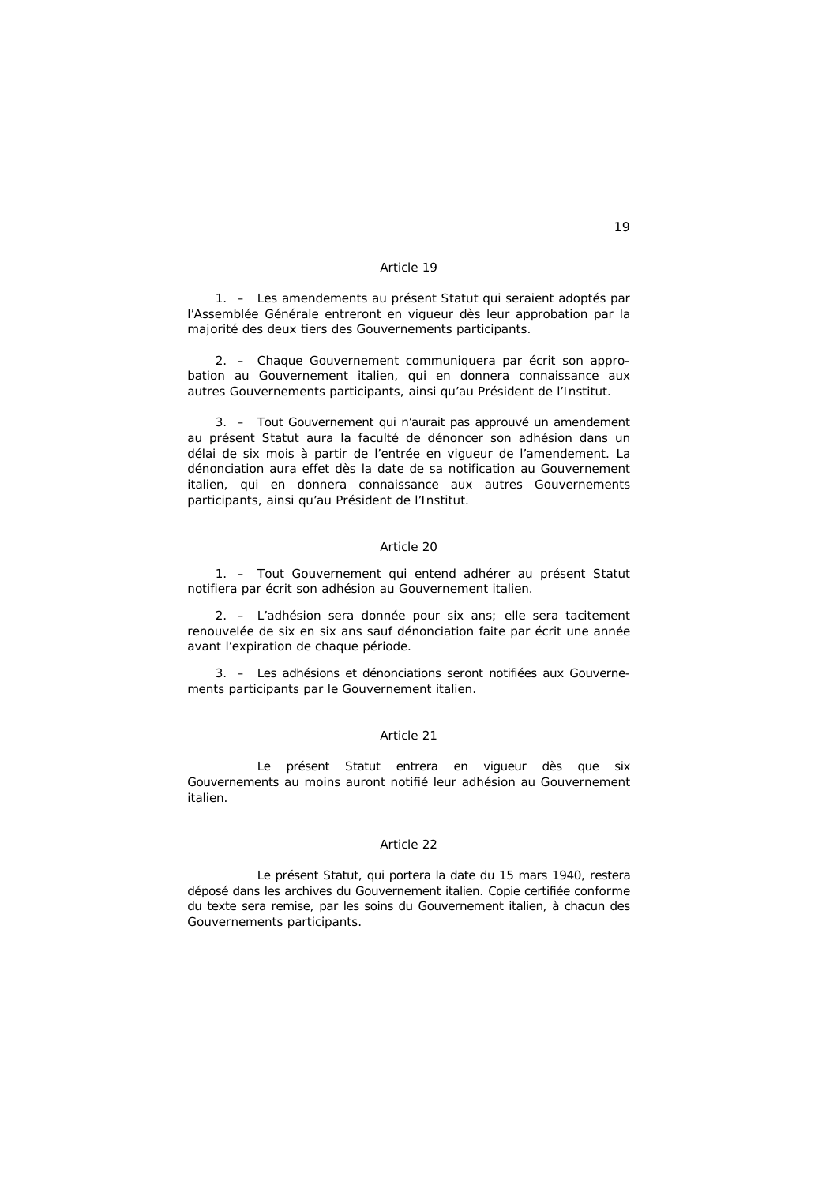Article 19

1. – Les amendements au présent Statut qui seraient adoptés par l'Assemblée Générale entreront en vigueur dès leur approbation par la majorité des deux tiers des Gouvernements participants.

2. – Chaque Gouvernement communiquera par écrit son approbation au Gouvernement italien, qui en donnera connaissance aux autres Gouvernements participants, ainsi qu'au Président de l'Institut.

3. – Tout Gouvernement qui n'aurait pas approuvé un amendement au présent Statut aura la faculté de dénoncer son adhésion dans un délai de six mois à partir de l'entrée en vigueur de l'amendement. La dénonciation aura effet dès la date de sa notification au Gouvernement italien, qui en donnera connaissance aux autres Gouvernements participants, ainsi qu'au Président de l'Institut.

Article 20

1. – Tout Gouvernement qui entend adhérer au présent Statut notifiera par écrit son adhésion au Gouvernement italien.

2. – L'adhésion sera donnée pour six ans; elle sera tacitement renouvelée de six en six ans sauf dénonciation faite par écrit une année avant l'expiration de chaque période.

3. – Les adhésions et dénonciations seront notifiées aux Gouvernements participants par le Gouvernement italien.

Article 21

Le présent Statut entrera en vigueur dès que six Gouvernements au moins auront notifié leur adhésion au Gouvernement italien.

Article 22

Le présent Statut, qui portera la date du 15 mars 1940, restera déposé dans les archives du Gouvernement italien. Copie certifiée conforme du texte sera remise, par les soins du Gouvernement italien, à chacun des Gouvernements participants.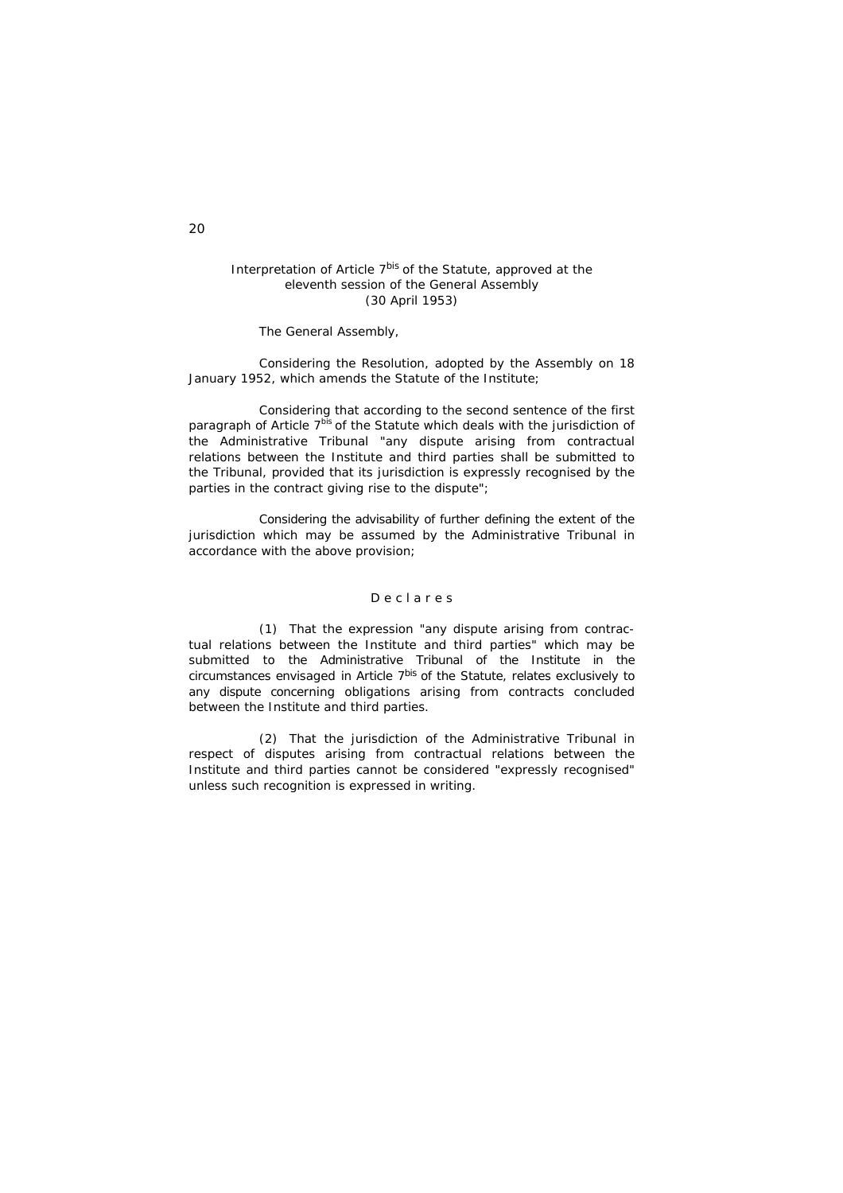Interpretation of Article 7[bis] of the Statute, approved at the eleventh session of the General Assembly
(30 April 1953)

The General Assembly,

Considering the Resolution, adopted by the Assembly on 18 January 1952, which amends the Statute of the Institute;

Considering that according to the second sentence of the first paragraph of Article 7[bis] of the Statute which deals with the jurisdiction of the Administrative Tribunal "any dispute arising from contractual relations between the Institute and third parties shall be submitted to the Tribunal, provided that its jurisdiction is expressly recognised by the parties in the contract giving rise to the dispute";

Considering the advisability of further defining the extent of the jurisdiction which may be assumed by the Administrative Tribunal in accordance with the above provision;

D e c l a r e s

(1) That the expression "any dispute arising from contractual relations between the Institute and third parties" which may be submitted to the Administrative Tribunal of the Institute in the circumstances envisaged in Article 7[bis] of the Statute, relates exclusively to any dispute concerning obligations arising from contracts concluded between the Institute and third parties.

(2) That the jurisdiction of the Administrative Tribunal in respect of disputes arising from contractual relations between the Institute and third parties cannot be considered "expressly recognised" unless such recognition is expressed in writing.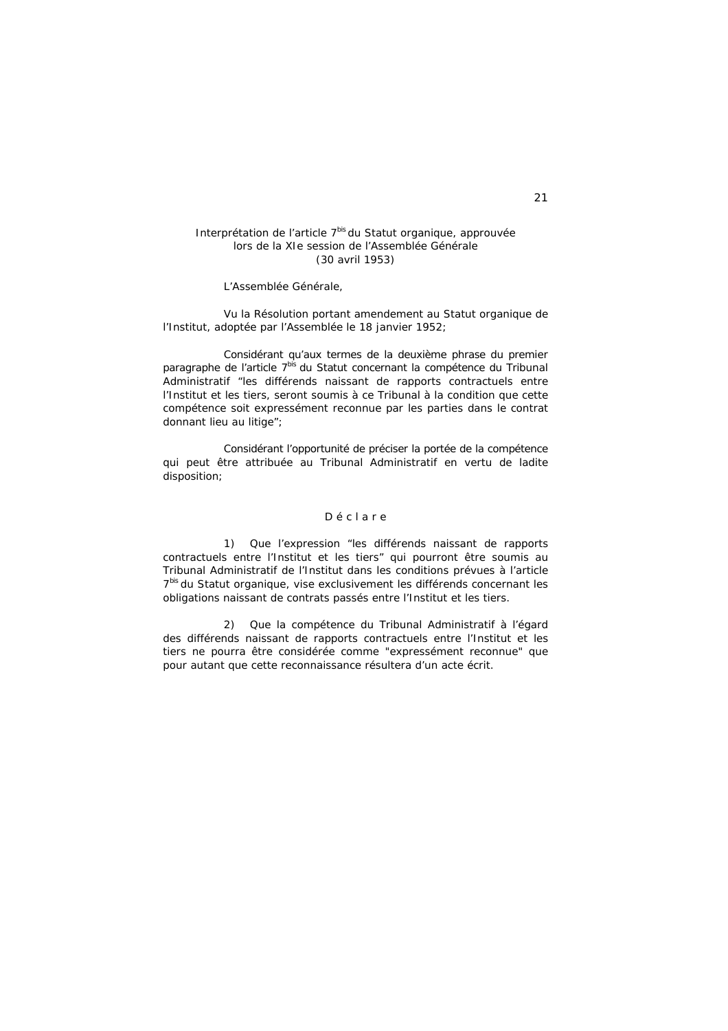## Interprétation de l'article 7bis du Statut organique, approuvée lors de la XIe session de l'Assemblée Générale (30 avril 1953)

L'Assemblée Générale,

Vu la Résolution portant amendement au Statut organique de l'Institut, adoptée par l'Assemblée le 18 janvier 1952;

Considérant qu'aux termes de la deuxième phrase du premier paragraphe de l'article 7bis du Statut concernant la compétence du Tribunal Administratif "les différends naissant de rapports contractuels entre l'Institut et les tiers, seront soumis à ce Tribunal à la condition que cette compétence soit expressément reconnue par les parties dans le contrat donnant lieu au litige";

Considérant l'opportunité de préciser la portée de la compétence qui peut être attribuée au Tribunal Administratif en vertu de ladite disposition;

D é c l a r e

1) Que l'expression "les différends naissant de rapports contractuels entre l'Institut et les tiers" qui pourront être soumis au Tribunal Administratif de l'Institut dans les conditions prévues à l'article 7bis du Statut organique, vise exclusivement les différends concernant les obligations naissant de contrats passés entre l'Institut et les tiers.

2) Que la compétence du Tribunal Administratif à l'égard des différends naissant de rapports contractuels entre l'Institut et les tiers ne pourra être considérée comme "expressément reconnue" que pour autant que cette reconnaissance résultera d'un acte écrit.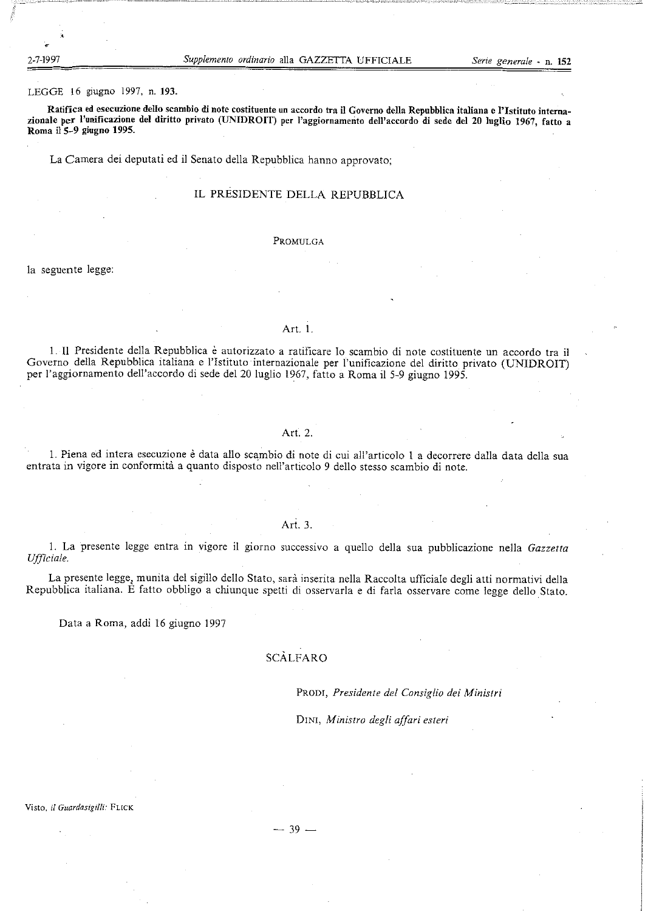LEGGE 16 giugno 1997, n. 193.

**Ratifica ed esecuzione dello scambio di note costituente un accordo tra il Governo della Repubblica italiana e l'Istituto internazionale per l'unificazione del diritto privato (UNIDROIT) per l'aggiornamento dell'accordo di sede del 20 luglio 1967, fatto a Roma il 5-9 giugno 1995.**

La Camera dei deputati ed il Senato della Repubblica hanno approvato;

IL PRESIDENTE DELLA REPUBBLICA

PROMULGA

la seguente legge:

Art. 1.

1. Il Presidente della Repubblica è autorizzato a ratificare lo scambio di note costituente un accordo tra il Governo della Repubblica italiana e l'Istituto internazionale per l'unificazione del diritto privato (UNIDROIT) per l'aggiornamento dell'accordo di sede del 20 luglio 1967, fatto a Roma il 5-9 giugno 1995.

Art. 2.

1. Piena ed intera esecuzione è data allo scambio di note di cui all'articolo 1 a decorrere dalla data della sua entrata in vigore in conformità a quanto disposto nell'articolo 9 dello stesso scambio di note.

Art. 3.

1. La presente legge entra in vigore il giorno successivo a quello della sua pubblicazione nella *Gazzetta Ufficiale*.

La presente legge, munita del sigillo dello Stato, sarà inserita nella Raccolta ufficiale degli atti normativi della Repubblica italiana. È fatto obbligo a chiunque spetti di osservarla e di farla osservare come legge dello Stato.

Data a Roma, addì 16 giugno 1997

SCÀLFARO

PRODI, *Presidente del Consiglio dei Ministri*

DINI, *Ministro degli affari esteri*

Visto, *il Guardasigilli:* FLICK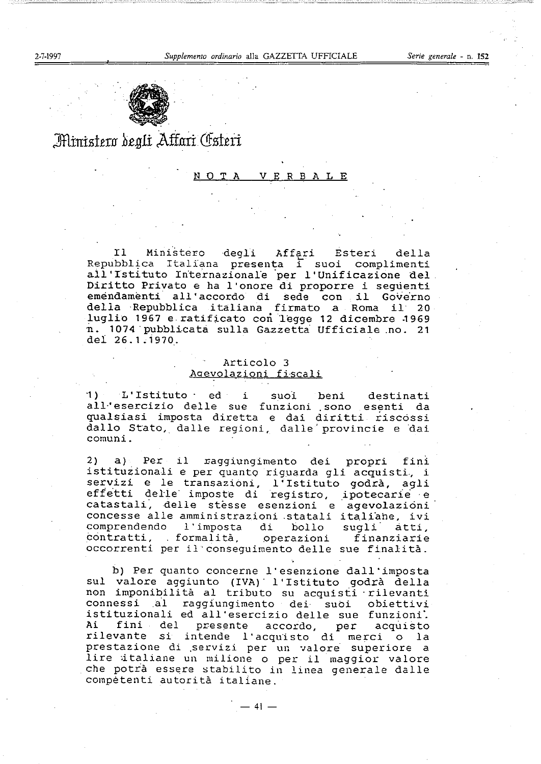Ministero degli Affari Esteri

## NOTA VERBALE

Il Ministero degli Affari Esteri della Repubblica Italiana presenta i suoi complimenti all'Istituto Internazionale per l'Unificazione del Diritto Privato e ha l'onore di proporre i seguenti emendamenti all'accordo di sede con il Governo della Repubblica italiana firmato a Roma il 20 luglio 1967 e ratificato con legge 12 dicembre 1969 n. 1074 pubblicata sulla Gazzetta Ufficiale no. 21 del 26.1.1970.

### Articolo 3
### Agevolazioni fiscali

1) L'Istituto ed i suoi beni destinati all'esercizio delle sue funzioni sono esenti da qualsiasi imposta diretta e dai diritti riscossi dallo Stato, dalle regioni, dalle provincie e dai comuni.

2) a) Per il raggiungimento dei propri fini istituzionali e per quanto riguarda gli acquisti, i servizi e le transazioni, l'Istituto godrà, agli effetti delle imposte di registro, ipotecarie e catastali, delle stesse esenzioni e agevolazioni concesse alle amministrazioni statali italiane, ivi comprendendo l'imposta di bollo sugli atti, contratti, formalità, operazioni finanziarie occorrenti per il conseguimento delle sue finalità.

b) Per quanto concerne l'esenzione dall'imposta sul valore aggiunto (IVA) l'Istituto godrà della non imponibilità al tributo su acquisti rilevanti connessi al raggiungimento dei suoi obiettivi istituzionali ed all'esercizio delle sue funzioni. Ai fini del presente accordo, per acquisto rilevante si intende l'acquisto di merci o la prestazione di servizi per un valore superiore a lire italiane un milione o per il maggior valore che potrà essere stabilito in linea generale dalle competenti autorità italiane.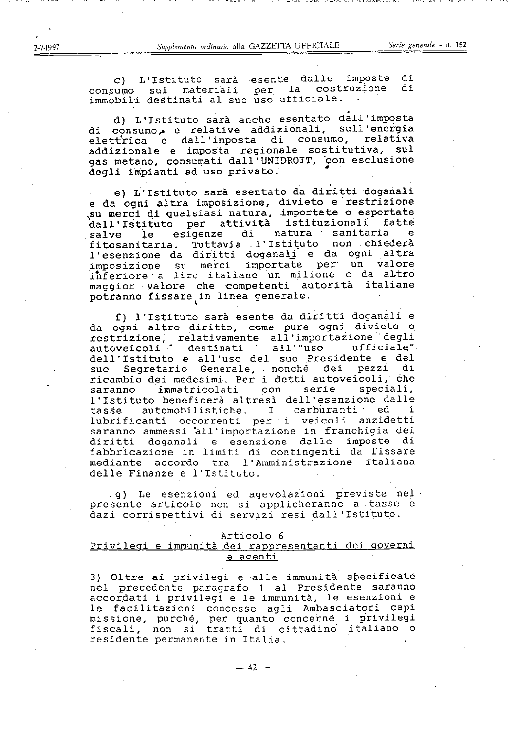c) L'Istituto sarà esente dalle imposte di consumo sui materiali per la costruzione di immobili destinati al suo uso ufficiale.

d) L'Istituto sarà anche esentato dall'imposta di consumo, e relative addizionali, sull'energia elettrica e dall'imposta di consumo, relativa addizionale e imposta regionale sostitutiva, sul gas metano, consumati dall'UNIDROIT, con esclusione degli impianti ad uso privato.

e) L'Istituto sarà esentato da diritti doganali e da ogni altra imposizione, divieto e restrizione su merci di qualsiasi natura, importate o esportate dall'Istituto per attività istituzionali fatte salve le esigenze di natura sanitaria e fitosanitaria. Tuttavia l'Istituto non chiederà l'esenzione da diritti doganali e da ogni altra imposizione su merci importate per un valore inferiore a lire italiane un milione o da altro maggior valore che competenti autorità italiane potranno fissare in linea generale.

f) l'Istituto sarà esente da diritti doganali e da ogni altro diritto, come pure ogni divieto o restrizione, relativamente all'importazione degli autoveicoli destinati all'"uso ufficiale" dell'Istituto e all'uso del suo Presidente e del suo Segretario Generale, nonché dei pezzi di ricambio dei medesimi. Per i detti autoveicoli, che saranno immatricolati con serie speciali, l'Istituto beneficerà altresì dell'esenzione dalle tasse automobilistiche. I carburanti ed i lubrificanti occorrenti per i veicoli anzidetti saranno ammessi all'importazione in franchigia dei diritti doganali e esenzione dalle imposte di fabbricazione in limiti di contingenti da fissare mediante accordo tra l'Amministrazione italiana delle Finanze e l'Istituto.

g) Le esenzioni ed agevolazioni previste nel presente articolo non si applicheranno a tasse e dazi corrispettivi di servizi resi dall'Istituto.

## Articolo 6
## Privilegi e immunità dei rappresentanti dei governi e agenti

3) Oltre ai privilegi e alle immunità specificate nel precedente paragrafo 1 al Presidente saranno accordati i privilegi e le immunità, le esenzioni e le facilitazioni concesse agli Ambasciatori capi missione, purché, per quanto concerne i privilegi fiscali, non si tratti di cittadino italiano o residente permanente in Italia.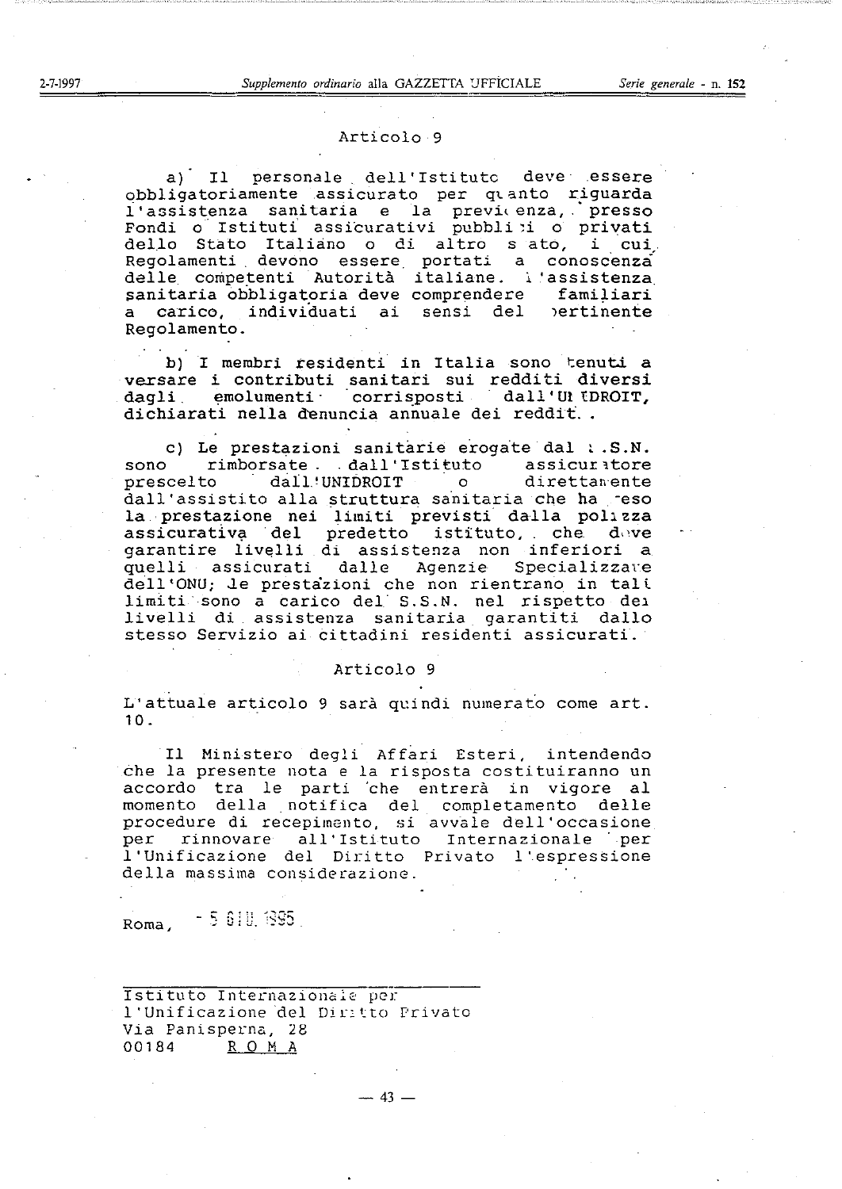## Articolo 9

a) Il personale dell'Istituto deve essere obbligatoriamente assicurato per quanto riguarda l'assistenza sanitaria e la previdenza, presso Fondi o Istituti assicurativi pubblici o privati dello Stato Italiano o di altro stato, i cui Regolamenti devono essere portati a conoscenza delle competenti Autorità italiane. L'assistenza sanitaria obbligatoria deve comprendere familiari a carico, individuati ai sensi del pertinente Regolamento.

b) I membri residenti in Italia sono tenuti a versare i contributi sanitari sui redditi diversi dagli emolumenti corrisposti dall'UNIDROIT, dichiarati nella denuncia annuale dei redditi.

c) Le prestazioni sanitarie erogate dal S.S.N. sono rimborsate dall'Istituto assicuratore prescelto dall'UNIDROIT o direttamente dall'assistito alla struttura sanitaria che ha reso la prestazione nei limiti previsti dalla polizza assicurativa del predetto istituto, che deve garantire livelli di assistenza non inferiori a quelli assicurati dalle Agenzie Specializzate dell'ONU; le prestazioni che non rientrano in tali limiti sono a carico del S.S.N. nel rispetto dei livelli di assistenza sanitaria garantiti dallo stesso Servizio ai cittadini residenti assicurati.

## Articolo 9

L'attuale articolo 9 sarà quindi numerato come art. 10.

Il Ministero degli Affari Esteri, intendendo che la presente nota e la risposta costituiranno un accordo tra le parti che entrerà in vigore al momento della notifica del completamento delle procedure di recepimento, si avvale dell'occasione per rinnovare all'Istituto Internazionale per l'Unificazione del Diritto Privato l'espressione della massima considerazione.

Roma, - 5 GIU. 1995

Istituto Internazionale per
l'Unificazione del Diritto Privato
Via Panisperna, 28
00184 ROMA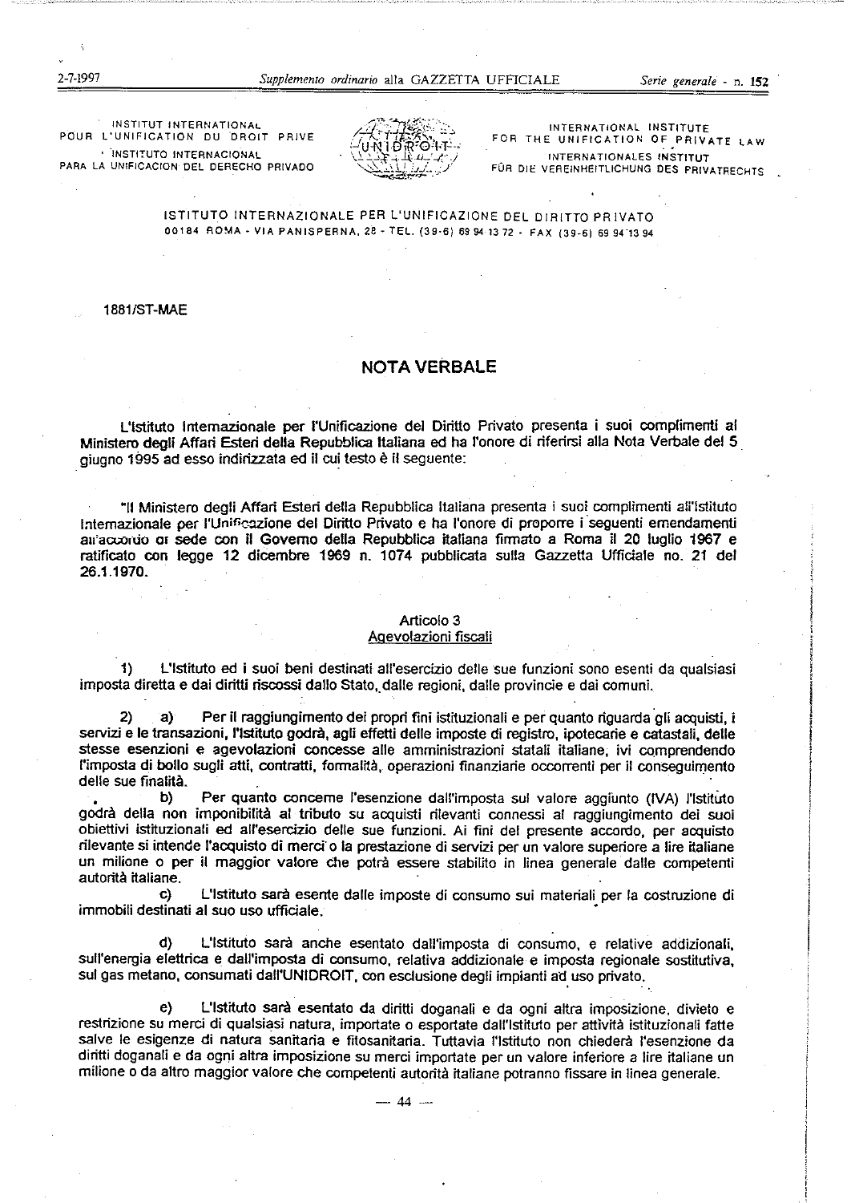INSTITUT INTERNATIONAL POUR L'UNIFICATION DU DROIT PRIVE

INSTITUTO INTERNACIONAL PARA LA UNIFICACION DEL DERECHO PRIVADO

INTERNATIONAL INSTITUTE FOR THE UNIFICATION OF PRIVATE LAW

INTERNATIONALES INSTITUT FÜR DIE VEREINHEITLICHUNG DES PRIVATRECHTS

ISTITUTO INTERNAZIONALE PER L'UNIFICAZIONE DEL DIRITTO PRIVATO
00184 ROMA - VIA PANISPERNA, 28 - TEL. (39-6) 69 94 13 72 - FAX (39-6) 69 94 13 94

1881/ST-MAE

## NOTA VERBALE

L'Istituto Internazionale per l'Unificazione del Diritto Privato presenta i suoi complimenti al Ministero degli Affari Esteri della Repubblica Italiana ed ha l'onore di riferirsi alla Nota Verbale del 5 giugno 1995 ad esso indirizzata ed il cui testo è il seguente:

"Il Ministero degli Affari Esteri della Repubblica Italiana presenta i suoi complimenti all'Istituto Internazionale per l'Unificazione del Diritto Privato e ha l'onore di proporre i seguenti emendamenti all'accordo di sede con il Governo della Repubblica italiana firmato a Roma il 20 luglio 1967 e ratificato con legge 12 dicembre 1969 n. 1074 pubblicata sulla Gazzetta Ufficiale no. 21 del 26.1.1970.

Articolo 3
<u>Agevolazioni fiscali</u>

1) L'Istituto ed i suoi beni destinati all'esercizio delle sue funzioni sono esenti da qualsiasi imposta diretta e dai diritti riscossi dallo Stato, dalle regioni, dalle provincie e dai comuni.

2) a) Per il raggiungimento dei propri fini istituzionali e per quanto riguarda gli acquisti, i servizi e le transazioni, l'Istituto godrà, agli effetti delle imposte di registro, ipotecarie e catastali, delle stesse esenzioni e agevolazioni concesse alle amministrazioni statali italiane, ivi comprendendo l'imposta di bollo sugli atti, contratti, formalità, operazioni finanziarie occorrenti per il conseguimento delle sue finalità.

b) Per quanto concerne l'esenzione dall'imposta sul valore aggiunto (IVA) l'Istituto godrà della non imponibilità al tributo su acquisti rilevanti connessi al raggiungimento dei suoi obiettivi istituzionali ed all'esercizio delle sue funzioni. Ai fini del presente accordo, per acquisto rilevante si intende l'acquisto di merci o la prestazione di servizi per un valore superiore a lire italiane un milione o per il maggior valore che potrà essere stabilito in linea generale dalle competenti autorità italiane.

c) L'Istituto sarà esente dalle imposte di consumo sui materiali per la costruzione di immobili destinati al suo uso ufficiale.

d) L'Istituto sarà anche esentato dall'imposta di consumo, e relative addizionali, sull'energia elettrica e dall'imposta di consumo, relativa addizionale e imposta regionale sostitutiva, sul gas metano, consumati dall'UNIDROIT, con esclusione degli impianti ad uso privato.

e) L'Istituto sarà esentato da diritti doganali e da ogni altra imposizione, divieto e restrizione su merci di qualsiasi natura, importate o esportate dall'Istituto per attività istituzionali fatte salve le esigenze di natura sanitaria e fitosanitaria. Tuttavia l'Istituto non chiederà l'esenzione da diritti doganali e da ogni altra imposizione su merci importate per un valore inferiore a lire italiane un milione o da altro maggior valore che competenti autorità italiane potranno fissare in linea generale.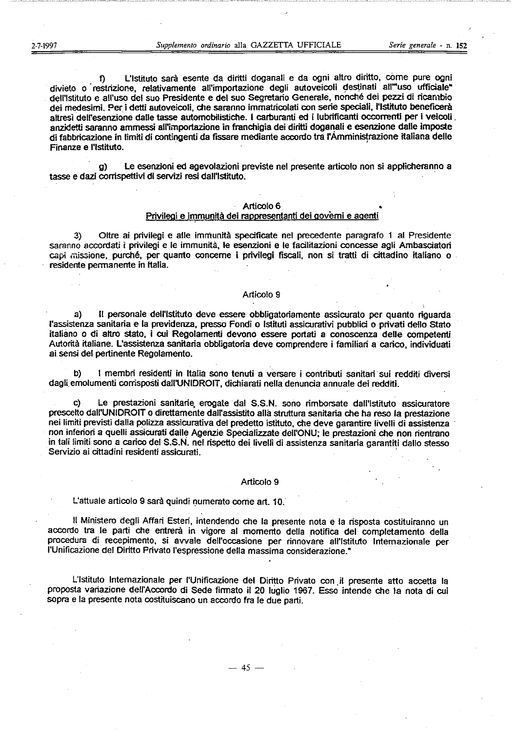f) L'Istituto sarà esente da diritti doganali e da ogni altro diritto, come pure ogni divieto o restrizione, relativamente all'importazione degli autoveicoli destinati all'"uso ufficiale" dell'Istituto e all'uso del suo Presidente e del suo Segretario Generale, nonché dei pezzi di ricambio dei medesimi. Per i detti autoveicoli, che saranno immatricolati con serie speciali, l'Istituto beneficerà altresì dell'esenzione dalle tasse automobilistiche. I carburanti ed i lubrificanti occorrenti per i veicoli anzidetti saranno ammessi all'importazione in franchigia dei diritti doganali e esenzione dalle imposte di fabbricazione in limiti di contingenti da fissare mediante accordo tra l'Amministrazione italiana delle Finanze e l'Istituto.

g) Le esenzioni ed agevolazioni previste nel presente articolo non si applicheranno a tasse e dazi corrispettivi di servizi resi dall'Istituto.

### Articolo 6
### Privilegi e immunità dei rappresentanti dei governi e agenti

3) Oltre ai privilegi e alle immunità specificate nel precedente paragrafo 1 al Presidente saranno accordati i privilegi e le immunità, le esenzioni e le facilitazioni concesse agli Ambasciatori capi missione, purché, per quanto concerne i privilegi fiscali, non si tratti di cittadino italiano o residente permanente in Italia.

### Articolo 9

a) Il personale dell'Istituto deve essere obbligatoriamente assicurato per quanto riguarda l'assistenza sanitaria e la previdenza, presso Fondi o Istituti assicurativi pubblici o privati dello Stato italiano o di altro stato, i cui Regolamenti devono essere portati a conoscenza delle competenti Autorità italiane. L'assistenza sanitaria obbligatoria deve comprendere i familiari a carico, individuati ai sensi del pertinente Regolamento.

b) I membri residenti in Italia sono tenuti a versare i contributi sanitari sui redditi diversi dagli emolumenti corrisposti dall'UNIDROIT, dichiarati nella denuncia annuale dei redditi.

c) Le prestazioni sanitarie erogate dal S.S.N. sono rimborsate dall'Istituto assicuratore prescelto dall'UNIDROIT o direttamente dall'assistito alla struttura sanitaria che ha reso la prestazione nei limiti previsti dalla polizza assicurativa del predetto istituto, che deve garantire livelli di assistenza non inferiori a quelli assicurati dalle Agenzie Specializzate dell'ONU; le prestazioni che non rientrano in tali limiti sono a carico del S.S.N. nel rispetto dei livelli di assistenza sanitaria garantiti dallo stesso Servizio ai cittadini residenti assicurati.

### Articolo 9

L'attuale articolo 9 sarà quindi numerato come art. 10.

Il Ministero degli Affari Esteri, intendendo che la presente nota e la risposta costituiranno un accordo tra le parti che entrerà in vigore al momento della notifica del completamento della procedura di recepimento, si avvale dell'occasione per rinnovare all'Istituto Internazionale per l'Unificazione del Diritto Privato l'espressione della massima considerazione."

L'Istituto Internazionale per l'Unificazione del Diritto Privato con il presente atto accetta la proposta variazione dell'Accordo di Sede firmato il 20 luglio 1967. Esso intende che la nota di cui sopra e la presente nota costituiscano un accordo fra le due parti.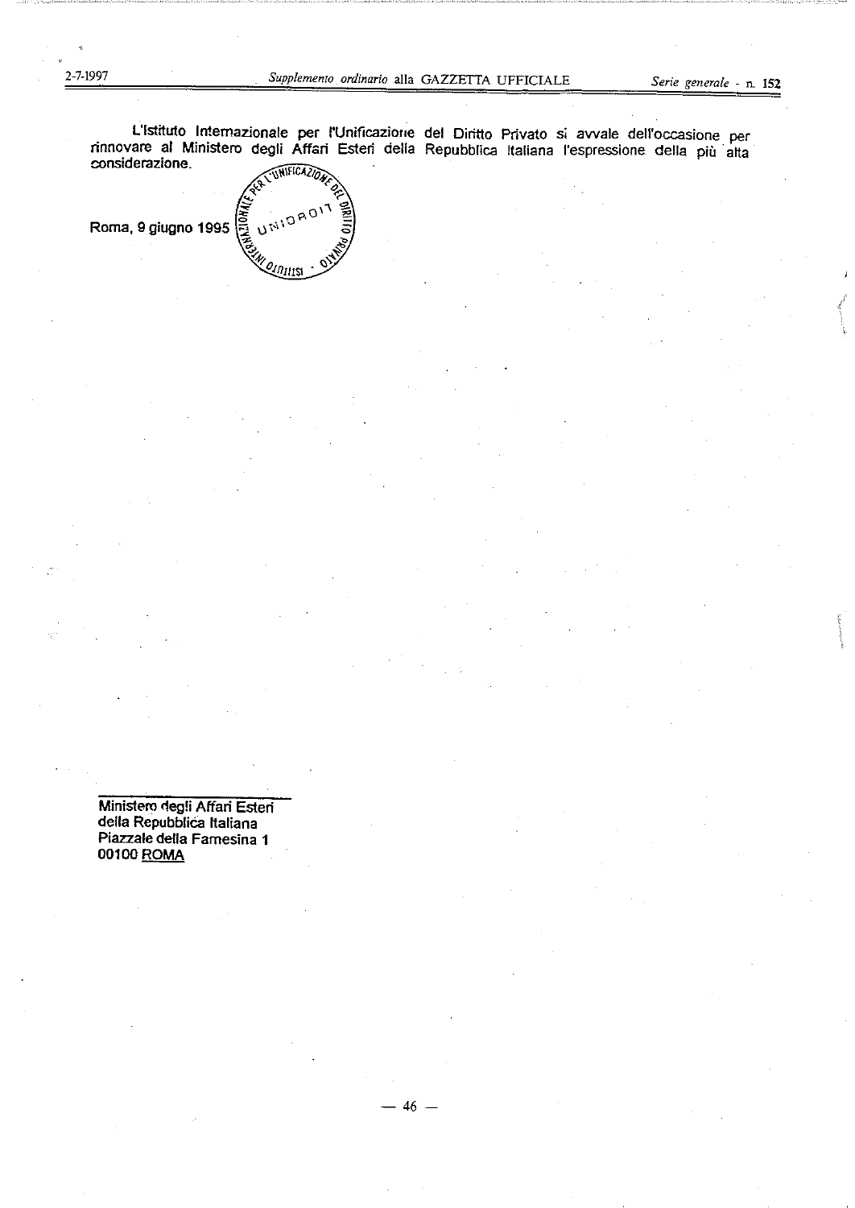L'Istituto Internazionale per l'Unificazione del Diritto Privato si avvale dell'occasione per rinnovare al Ministero degli Affari Esteri della Repubblica Italiana l'espressione della più alta considerazione.

Roma, 9 giugno 1995

**Ministero degli Affari Esteri**
**della Repubblica Italiana**
**Piazzale della Farnesina 1**
**00100 ROMA**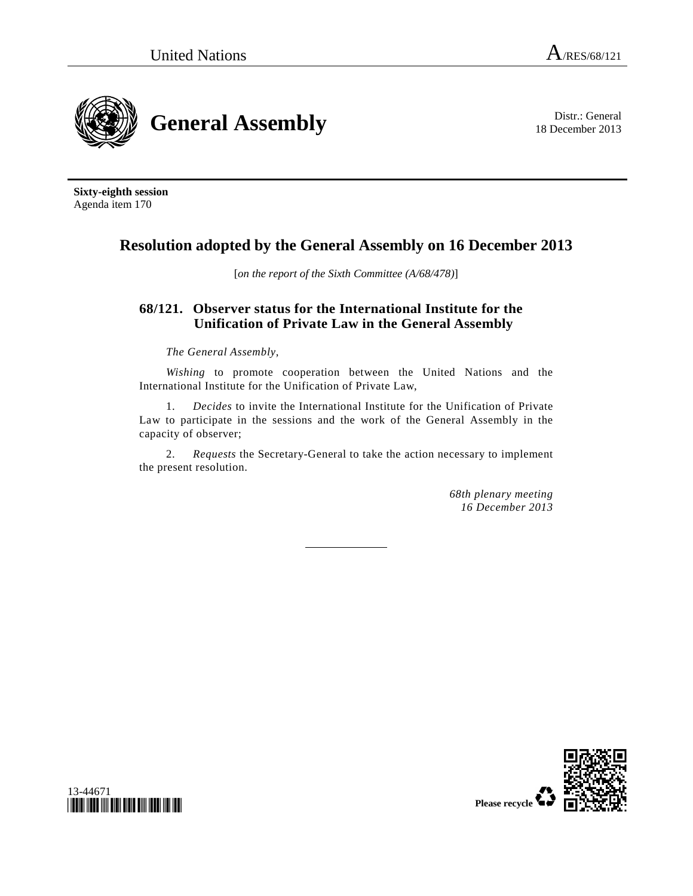United Nations A/RES/68/121

# General Assembly

Distr.: General
18 December 2013

**Sixty-eighth session**
Agenda item 170

## Resolution adopted by the General Assembly on 16 December 2013

[*on the report of the Sixth Committee (A/68/478)*]

### 68/121. Observer status for the International Institute for the Unification of Private Law in the General Assembly

*The General Assembly*,

*Wishing* to promote cooperation between the United Nations and the International Institute for the Unification of Private Law,

1. *Decides* to invite the International Institute for the Unification of Private Law to participate in the sessions and the work of the General Assembly in the capacity of observer;

2. *Requests* the Secretary-General to take the action necessary to implement the present resolution.

*68th plenary meeting*
*16 December 2013*

13-44671

Please recycle